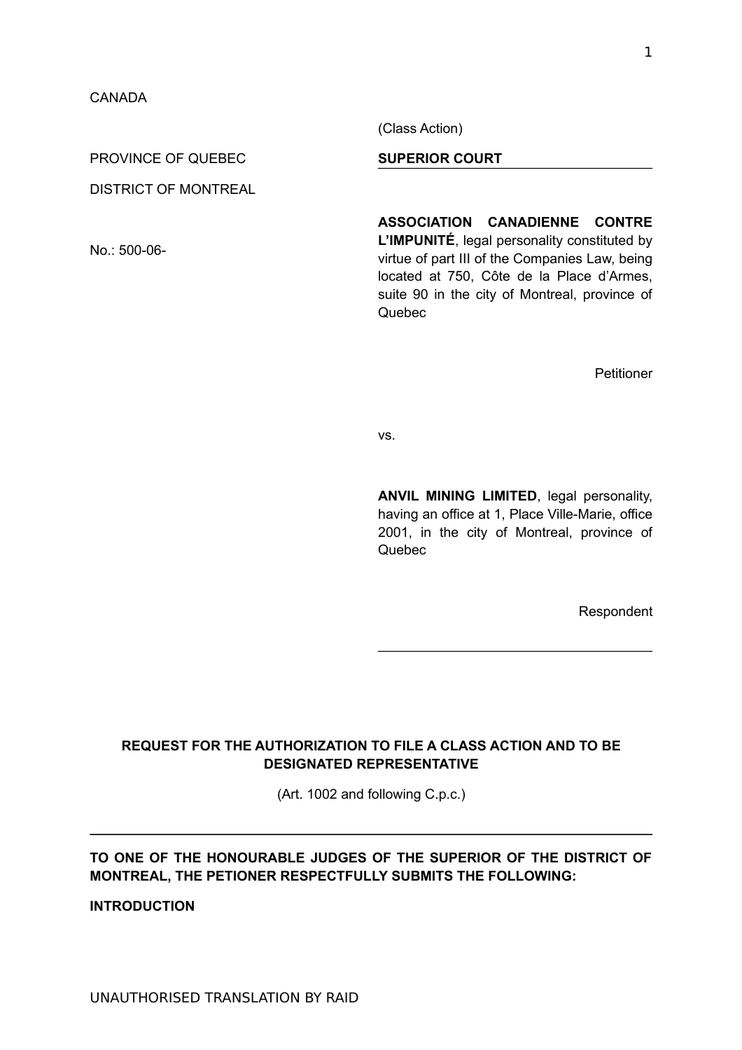CANADA

PROVINCE OF QUEBEC

DISTRICT OF MONTREAL

No.: 500-06-

(Class Action)

**SUPERIOR COURT**

**ASSOCIATION CANADIENNE CONTRE L'IMPUNITÉ**, legal personality constituted by virtue of part III of the Companies Law, being located at 750, Côte de la Place d'Armes, suite 90 in the city of Montreal, province of Quebec

Petitioner

vs.

**ANVIL MINING LIMITED**, legal personality, having an office at 1, Place Ville-Marie, office 2001, in the city of Montreal, province of Quebec

Respondent

**REQUEST FOR THE AUTHORIZATION TO FILE A CLASS ACTION AND TO BE DESIGNATED REPRESENTATIVE**

(Art. 1002 and following C.p.c.)

**TO ONE OF THE HONOURABLE JUDGES OF THE SUPERIOR OF THE DISTRICT OF MONTREAL, THE PETIONER RESPECTFULLY SUBMITS THE FOLLOWING:**

**INTRODUCTION**

UNAUTHORISED TRANSLATION BY RAID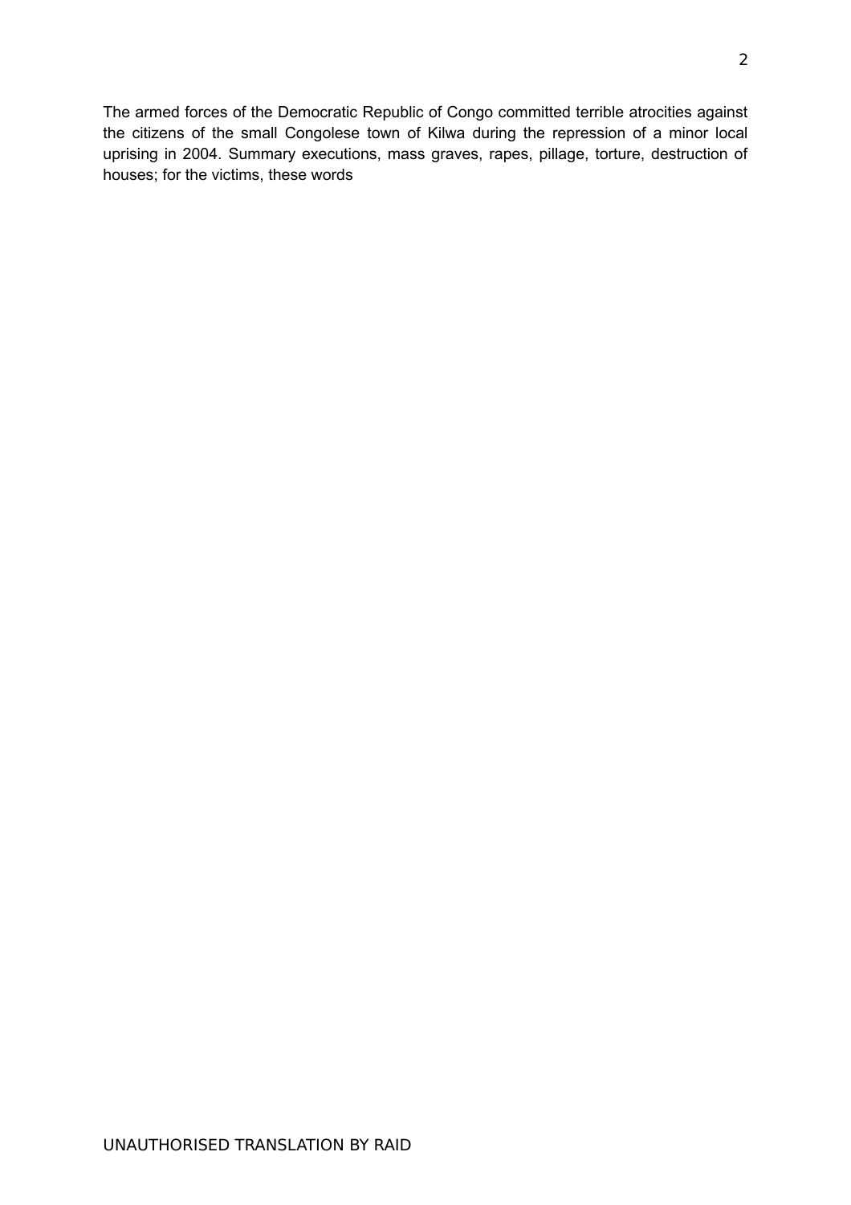The armed forces of the Democratic Republic of Congo committed terrible atrocities against the citizens of the small Congolese town of Kilwa during the repression of a minor local uprising in 2004. Summary executions, mass graves, rapes, pillage, torture, destruction of houses; for the victims, these words

UNAUTHORISED TRANSLATION BY RAID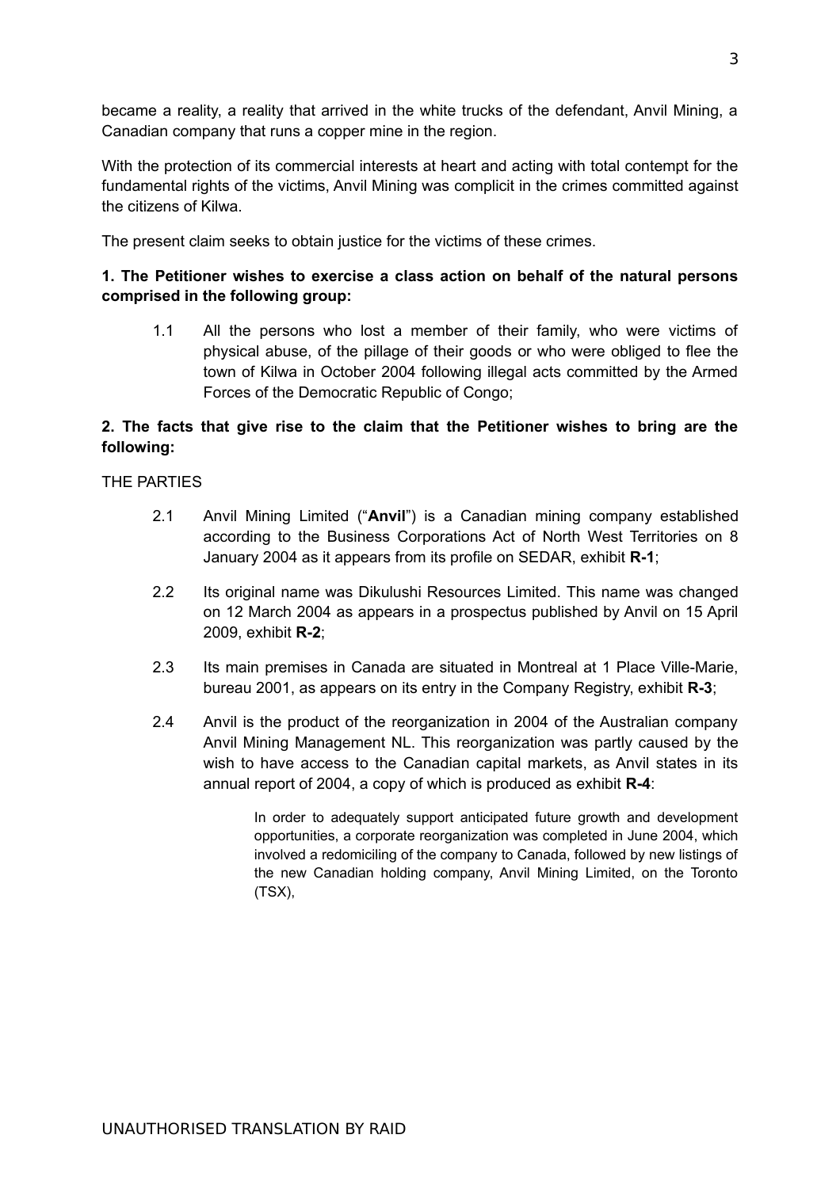became a reality, a reality that arrived in the white trucks of the defendant, Anvil Mining, a Canadian company that runs a copper mine in the region.

With the protection of its commercial interests at heart and acting with total contempt for the fundamental rights of the victims, Anvil Mining was complicit in the crimes committed against the citizens of Kilwa.

The present claim seeks to obtain justice for the victims of these crimes.

**1. The Petitioner wishes to exercise a class action on behalf of the natural persons comprised in the following group:**

1.1 All the persons who lost a member of their family, who were victims of physical abuse, of the pillage of their goods or who were obliged to flee the town of Kilwa in October 2004 following illegal acts committed by the Armed Forces of the Democratic Republic of Congo;

**2. The facts that give rise to the claim that the Petitioner wishes to bring are the following:**

THE PARTIES

2.1 Anvil Mining Limited ("**Anvil**") is a Canadian mining company established according to the Business Corporations Act of North West Territories on 8 January 2004 as it appears from its profile on SEDAR, exhibit **R-1**;

2.2 Its original name was Dikulushi Resources Limited. This name was changed on 12 March 2004 as appears in a prospectus published by Anvil on 15 April 2009, exhibit **R-2**;

2.3 Its main premises in Canada are situated in Montreal at 1 Place Ville-Marie, bureau 2001, as appears on its entry in the Company Registry, exhibit **R-3**;

2.4 Anvil is the product of the reorganization in 2004 of the Australian company Anvil Mining Management NL. This reorganization was partly caused by the wish to have access to the Canadian capital markets, as Anvil states in its annual report of 2004, a copy of which is produced as exhibit **R-4**:

> In order to adequately support anticipated future growth and development opportunities, a corporate reorganization was completed in June 2004, which involved a redomiciling of the company to Canada, followed by new listings of the new Canadian holding company, Anvil Mining Limited, on the Toronto (TSX),

UNAUTHORISED TRANSLATION BY RAID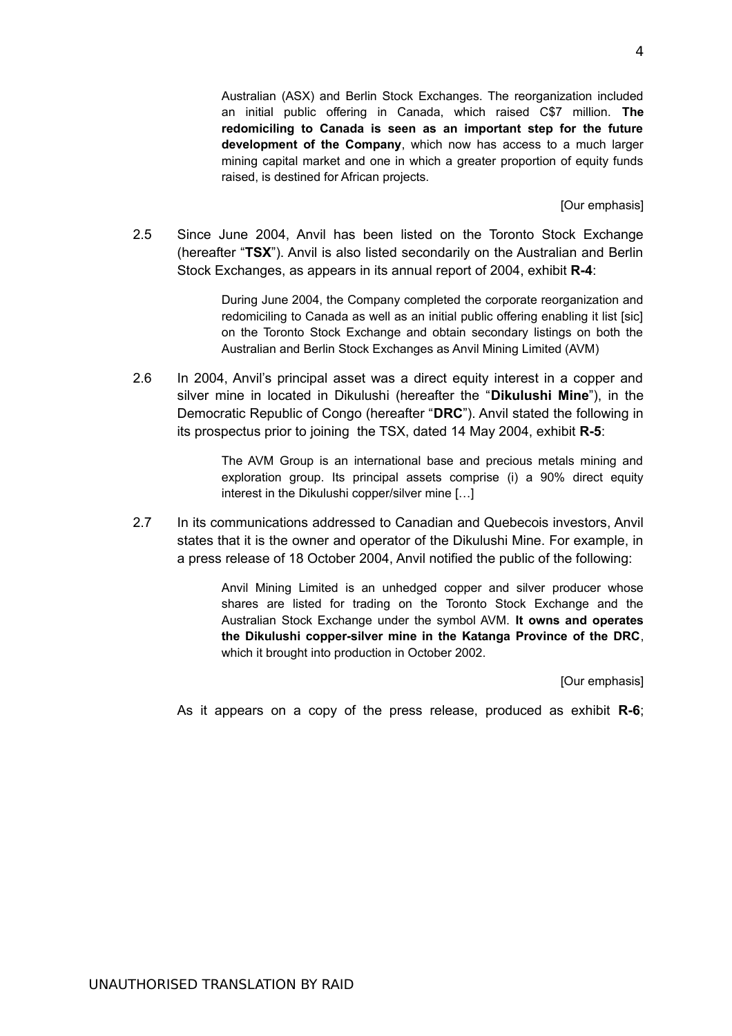> Australian (ASX) and Berlin Stock Exchanges. The reorganization included an initial public offering in Canada, which raised C$7 million. **The redomiciling to Canada is seen as an important step for the future development of the Company**, which now has access to a much larger mining capital market and one in which a greater proportion of equity funds raised, is destined for African projects.
>
> [Our emphasis]

2.5 Since June 2004, Anvil has been listed on the Toronto Stock Exchange (hereafter "**TSX**"). Anvil is also listed secondarily on the Australian and Berlin Stock Exchanges, as appears in its annual report of 2004, exhibit **R-4**:

> During June 2004, the Company completed the corporate reorganization and redomiciling to Canada as well as an initial public offering enabling it list [sic] on the Toronto Stock Exchange and obtain secondary listings on both the Australian and Berlin Stock Exchanges as Anvil Mining Limited (AVM)

2.6 In 2004, Anvil's principal asset was a direct equity interest in a copper and silver mine in located in Dikulushi (hereafter the "**Dikulushi Mine**"), in the Democratic Republic of Congo (hereafter "**DRC**"). Anvil stated the following in its prospectus prior to joining the TSX, dated 14 May 2004, exhibit **R-5**:

> The AVM Group is an international base and precious metals mining and exploration group. Its principal assets comprise (i) a 90% direct equity interest in the Dikulushi copper/silver mine […]

2.7 In its communications addressed to Canadian and Quebecois investors, Anvil states that it is the owner and operator of the Dikulushi Mine. For example, in a press release of 18 October 2004, Anvil notified the public of the following:

> Anvil Mining Limited is an unhedged copper and silver producer whose shares are listed for trading on the Toronto Stock Exchange and the Australian Stock Exchange under the symbol AVM. **It owns and operates the Dikulushi copper-silver mine in the Katanga Province of the DRC**, which it brought into production in October 2002.
>
> [Our emphasis]

As it appears on a copy of the press release, produced as exhibit **R-6**;

UNAUTHORISED TRANSLATION BY RAID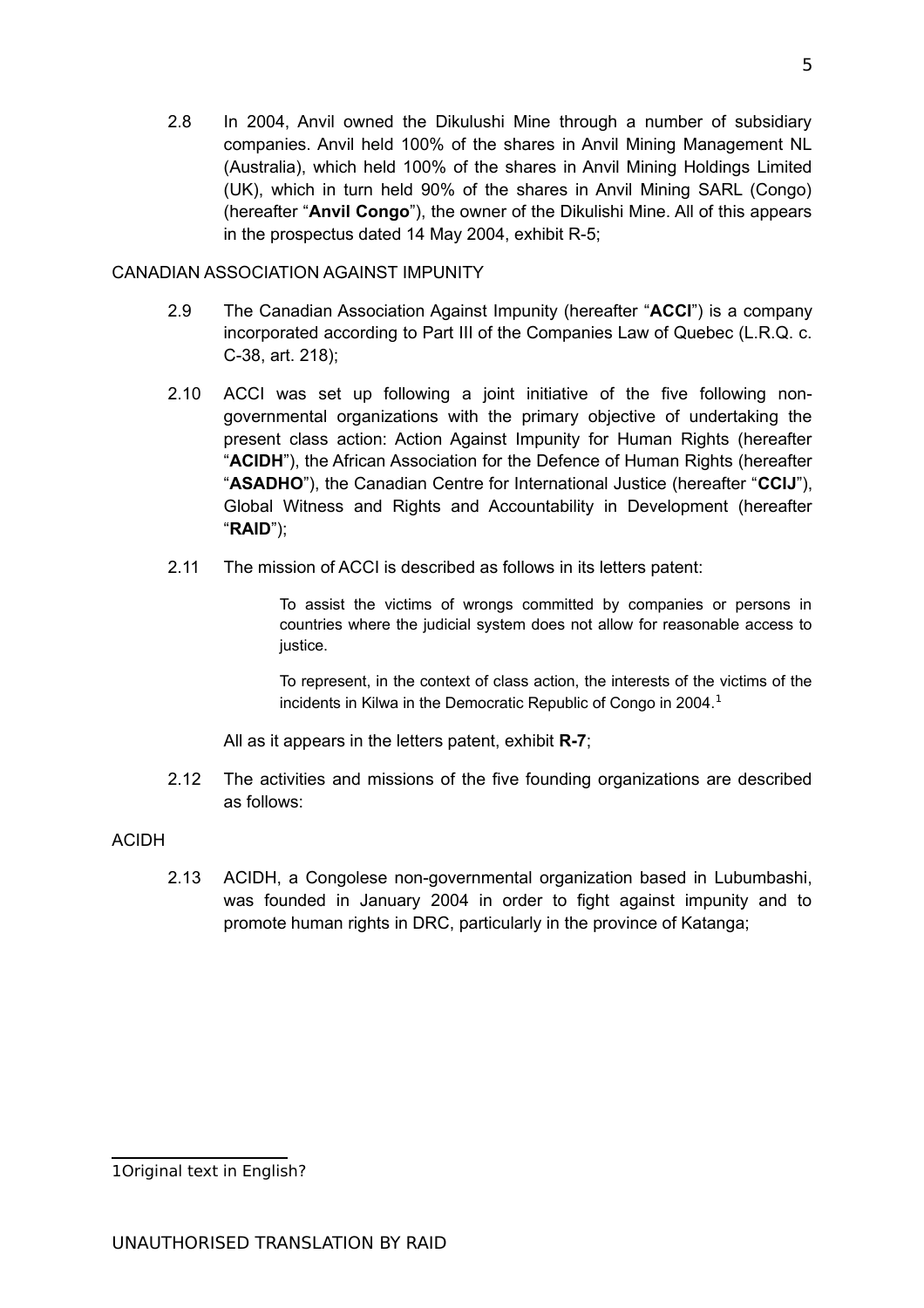2.8 In 2004, Anvil owned the Dikulushi Mine through a number of subsidiary companies. Anvil held 100% of the shares in Anvil Mining Management NL (Australia), which held 100% of the shares in Anvil Mining Holdings Limited (UK), which in turn held 90% of the shares in Anvil Mining SARL (Congo) (hereafter "**Anvil Congo**"), the owner of the Dikulishi Mine. All of this appears in the prospectus dated 14 May 2004, exhibit R-5;

CANADIAN ASSOCIATION AGAINST IMPUNITY

2.9 The Canadian Association Against Impunity (hereafter "**ACCI**") is a company incorporated according to Part III of the Companies Law of Quebec (L.R.Q. c. C-38, art. 218);

2.10 ACCI was set up following a joint initiative of the five following non-governmental organizations with the primary objective of undertaking the present class action: Action Against Impunity for Human Rights (hereafter "**ACIDH**"), the African Association for the Defence of Human Rights (hereafter "**ASADHO**"), the Canadian Centre for International Justice (hereafter "**CCIJ**"), Global Witness and Rights and Accountability in Development (hereafter "**RAID**");

2.11 The mission of ACCI is described as follows in its letters patent:

> To assist the victims of wrongs committed by companies or persons in countries where the judicial system does not allow for reasonable access to justice.
>
> To represent, in the context of class action, the interests of the victims of the incidents in Kilwa in the Democratic Republic of Congo in 2004.[1]

All as it appears in the letters patent, exhibit **R-7**;

2.12 The activities and missions of the five founding organizations are described as follows:

ACIDH

2.13 ACIDH, a Congolese non-governmental organization based in Lubumbashi, was founded in January 2004 in order to fight against impunity and to promote human rights in DRC, particularly in the province of Katanga;

1 Original text in English?

UNAUTHORISED TRANSLATION BY RAID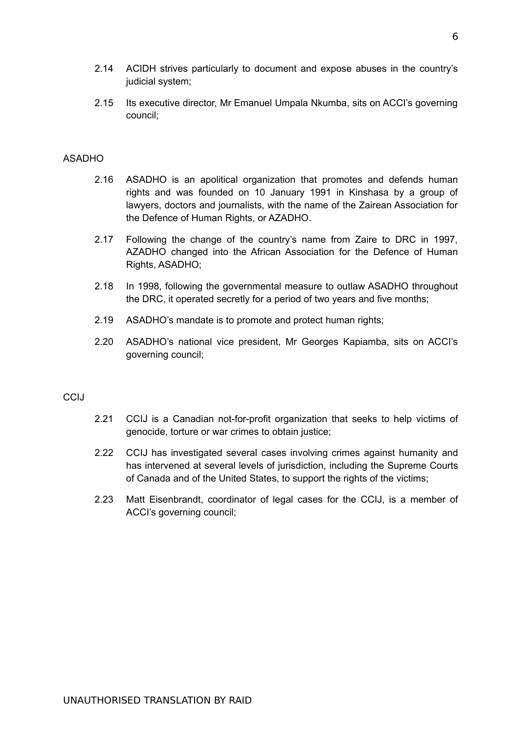2.14 ACIDH strives particularly to document and expose abuses in the country's judicial system;

2.15 Its executive director, Mr Emanuel Umpala Nkumba, sits on ACCI's governing council;

ASADHO

2.16 ASADHO is an apolitical organization that promotes and defends human rights and was founded on 10 January 1991 in Kinshasa by a group of lawyers, doctors and journalists, with the name of the Zairean Association for the Defence of Human Rights, or AZADHO.

2.17 Following the change of the country's name from Zaire to DRC in 1997, AZADHO changed into the African Association for the Defence of Human Rights, ASADHO;

2.18 In 1998, following the governmental measure to outlaw ASADHO throughout the DRC, it operated secretly for a period of two years and five months;

2.19 ASADHO's mandate is to promote and protect human rights;

2.20 ASADHO's national vice president, Mr Georges Kapiamba, sits on ACCI's governing council;

CCIJ

2.21 CCIJ is a Canadian not-for-profit organization that seeks to help victims of genocide, torture or war crimes to obtain justice;

2.22 CCIJ has investigated several cases involving crimes against humanity and has intervened at several levels of jurisdiction, including the Supreme Courts of Canada and of the United States, to support the rights of the victims;

2.23 Matt Eisenbrandt, coordinator of legal cases for the CCIJ, is a member of ACCI's governing council;

UNAUTHORISED TRANSLATION BY RAID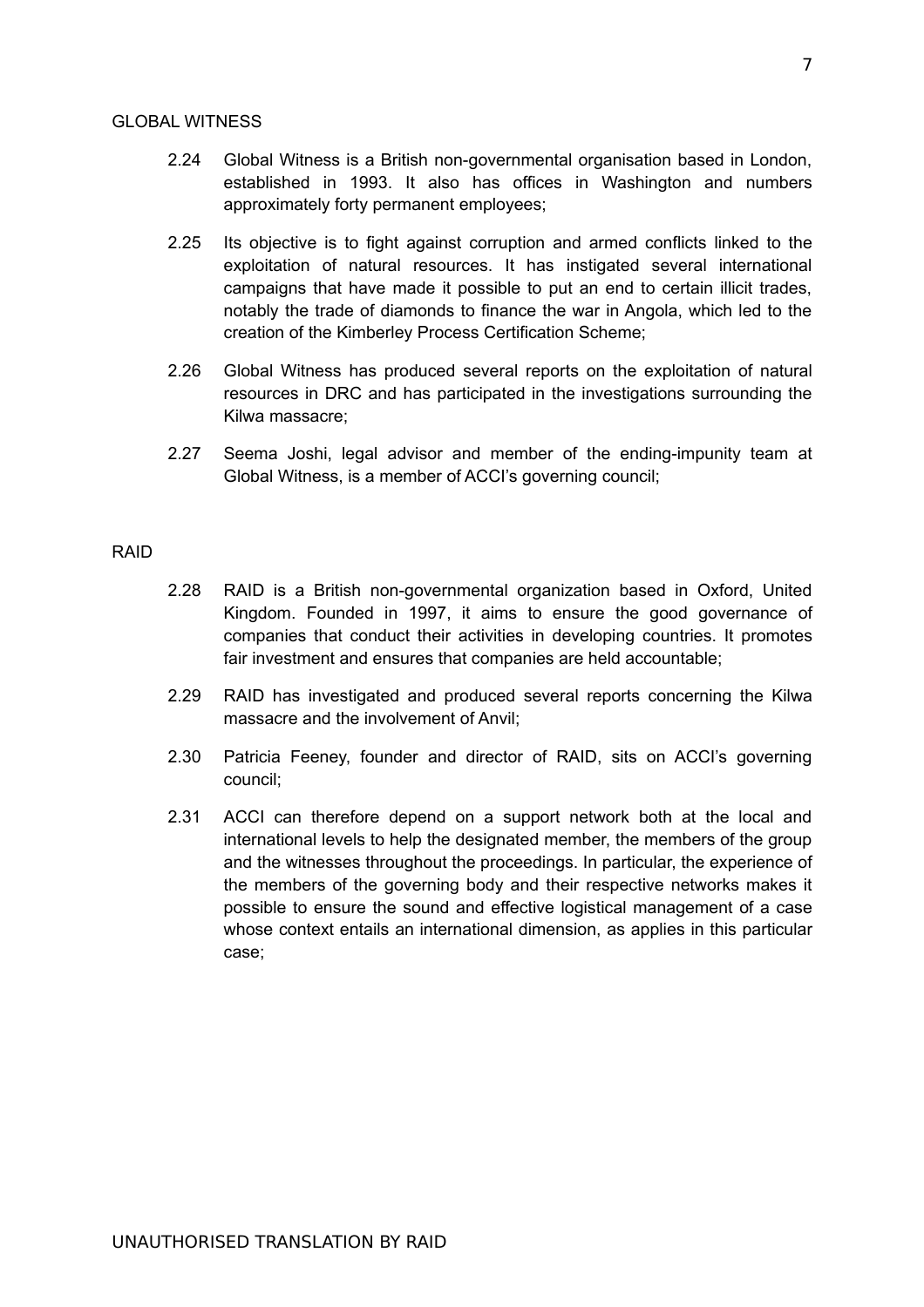GLOBAL WITNESS

2.24 Global Witness is a British non-governmental organisation based in London, established in 1993. It also has offices in Washington and numbers approximately forty permanent employees;

2.25 Its objective is to fight against corruption and armed conflicts linked to the exploitation of natural resources. It has instigated several international campaigns that have made it possible to put an end to certain illicit trades, notably the trade of diamonds to finance the war in Angola, which led to the creation of the Kimberley Process Certification Scheme;

2.26 Global Witness has produced several reports on the exploitation of natural resources in DRC and has participated in the investigations surrounding the Kilwa massacre;

2.27 Seema Joshi, legal advisor and member of the ending-impunity team at Global Witness, is a member of ACCI's governing council;

RAID

2.28 RAID is a British non-governmental organization based in Oxford, United Kingdom. Founded in 1997, it aims to ensure the good governance of companies that conduct their activities in developing countries. It promotes fair investment and ensures that companies are held accountable;

2.29 RAID has investigated and produced several reports concerning the Kilwa massacre and the involvement of Anvil;

2.30 Patricia Feeney, founder and director of RAID, sits on ACCI's governing council;

2.31 ACCI can therefore depend on a support network both at the local and international levels to help the designated member, the members of the group and the witnesses throughout the proceedings. In particular, the experience of the members of the governing body and their respective networks makes it possible to ensure the sound and effective logistical management of a case whose context entails an international dimension, as applies in this particular case;

UNAUTHORISED TRANSLATION BY RAID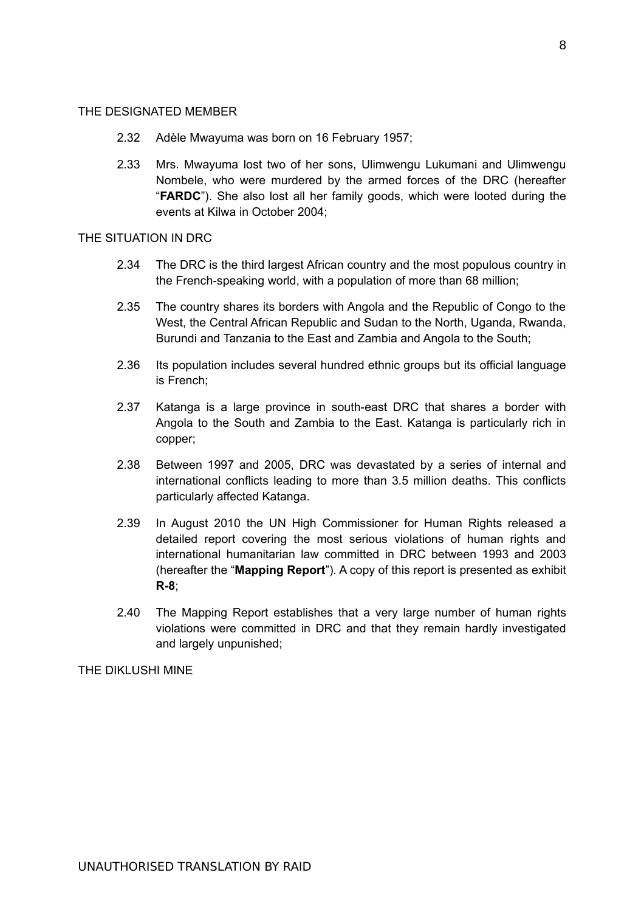THE DESIGNATED MEMBER

2.32 Adèle Mwayuma was born on 16 February 1957;

2.33 Mrs. Mwayuma lost two of her sons, Ulimwengu Lukumani and Ulimwengu Nombele, who were murdered by the armed forces of the DRC (hereafter "**FARDC**"). She also lost all her family goods, which were looted during the events at Kilwa in October 2004;

THE SITUATION IN DRC

2.34 The DRC is the third largest African country and the most populous country in the French-speaking world, with a population of more than 68 million;

2.35 The country shares its borders with Angola and the Republic of Congo to the West, the Central African Republic and Sudan to the North, Uganda, Rwanda, Burundi and Tanzania to the East and Zambia and Angola to the South;

2.36 Its population includes several hundred ethnic groups but its official language is French;

2.37 Katanga is a large province in south-east DRC that shares a border with Angola to the South and Zambia to the East. Katanga is particularly rich in copper;

2.38 Between 1997 and 2005, DRC was devastated by a series of internal and international conflicts leading to more than 3.5 million deaths. This conflicts particularly affected Katanga.

2.39 In August 2010 the UN High Commissioner for Human Rights released a detailed report covering the most serious violations of human rights and international humanitarian law committed in DRC between 1993 and 2003 (hereafter the "**Mapping Report**"). A copy of this report is presented as exhibit **R-8**;

2.40 The Mapping Report establishes that a very large number of human rights violations were committed in DRC and that they remain hardly investigated and largely unpunished;

THE DIKLUSHI MINE

UNAUTHORISED TRANSLATION BY RAID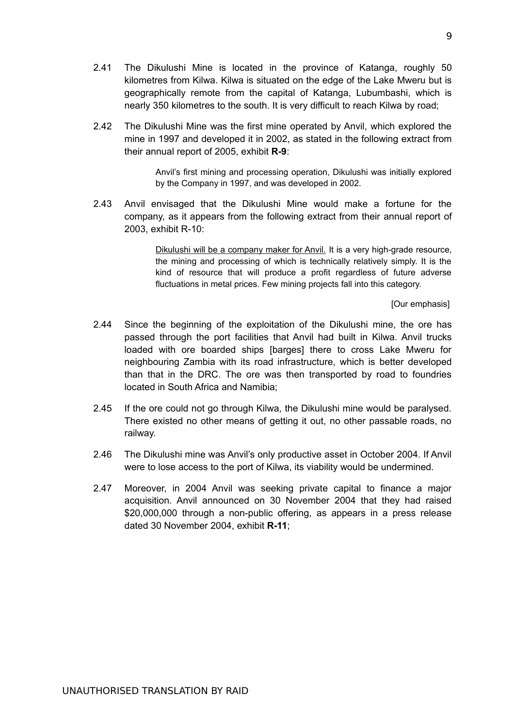2.41 The Dikulushi Mine is located in the province of Katanga, roughly 50 kilometres from Kilwa. Kilwa is situated on the edge of the Lake Mweru but is geographically remote from the capital of Katanga, Lubumbashi, which is nearly 350 kilometres to the south. It is very difficult to reach Kilwa by road;

2.42 The Dikulushi Mine was the first mine operated by Anvil, which explored the mine in 1997 and developed it in 2002, as stated in the following extract from their annual report of 2005, exhibit **R-9**:

> Anvil's first mining and processing operation, Dikulushi was initially explored by the Company in 1997, and was developed in 2002.

2.43 Anvil envisaged that the Dikulushi Mine would make a fortune for the company, as it appears from the following extract from their annual report of 2003, exhibit R-10:

> <u>Dikulushi will be a company maker for Anvil.</u> It is a very high-grade resource, the mining and processing of which is technically relatively simply. It is the kind of resource that will produce a profit regardless of future adverse fluctuations in metal prices. Few mining projects fall into this category.
>
> [Our emphasis]

2.44 Since the beginning of the exploitation of the Dikulushi mine, the ore has passed through the port facilities that Anvil had built in Kilwa. Anvil trucks loaded with ore boarded ships [barges] there to cross Lake Mweru for neighbouring Zambia with its road infrastructure, which is better developed than that in the DRC. The ore was then transported by road to foundries located in South Africa and Namibia;

2.45 If the ore could not go through Kilwa, the Dikulushi mine would be paralysed. There existed no other means of getting it out, no other passable roads, no railway.

2.46 The Dikulushi mine was Anvil's only productive asset in October 2004. If Anvil were to lose access to the port of Kilwa, its viability would be undermined.

2.47 Moreover, in 2004 Anvil was seeking private capital to finance a major acquisition. Anvil announced on 30 November 2004 that they had raised $20,000,000 through a non-public offering, as appears in a press release dated 30 November 2004, exhibit **R-11**;

UNAUTHORISED TRANSLATION BY RAID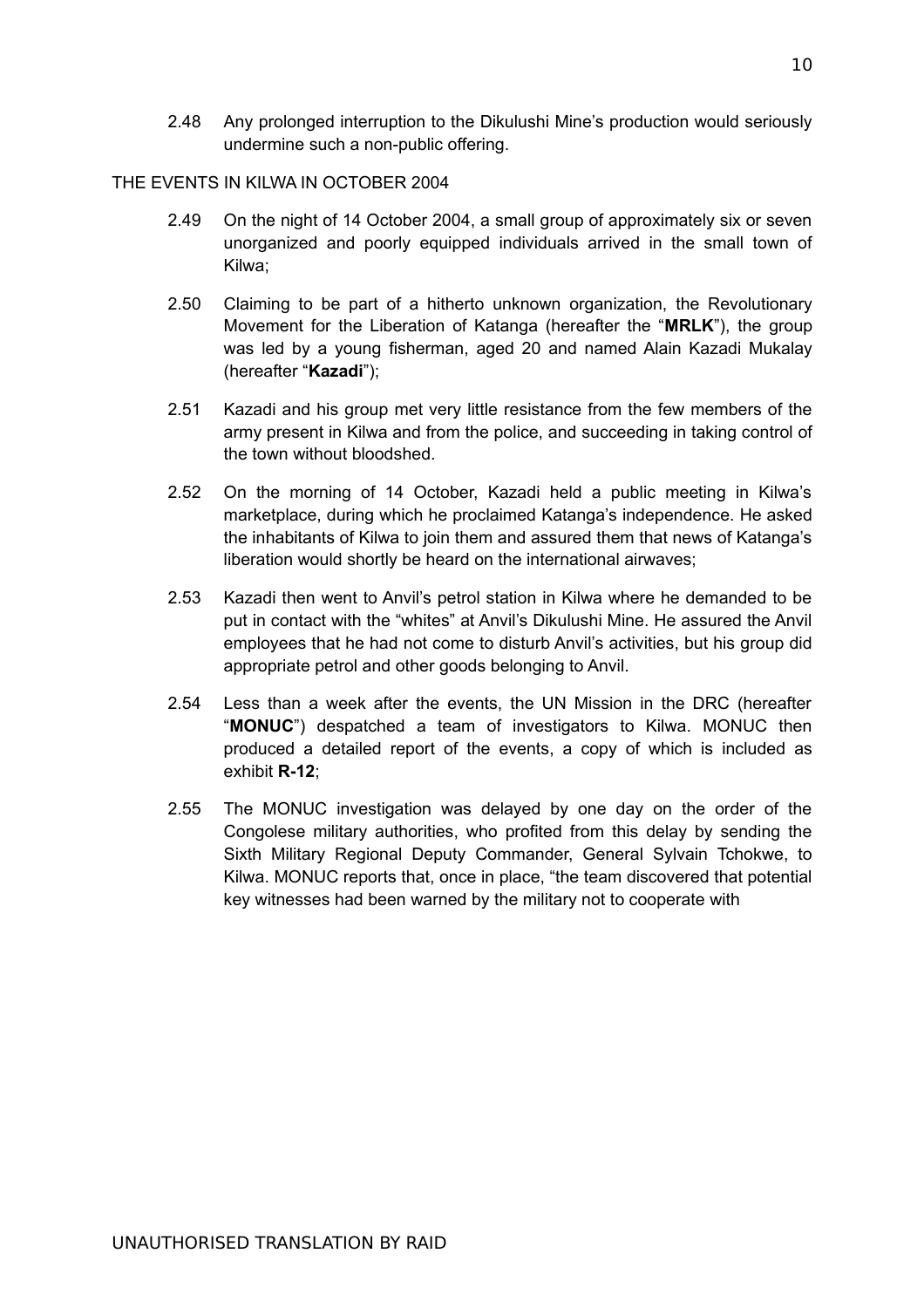2.48 Any prolonged interruption to the Dikulushi Mine's production would seriously undermine such a non-public offering.

THE EVENTS IN KILWA IN OCTOBER 2004

2.49 On the night of 14 October 2004, a small group of approximately six or seven unorganized and poorly equipped individuals arrived in the small town of Kilwa;

2.50 Claiming to be part of a hitherto unknown organization, the Revolutionary Movement for the Liberation of Katanga (hereafter the "**MRLK**"), the group was led by a young fisherman, aged 20 and named Alain Kazadi Mukalay (hereafter "**Kazadi**");

2.51 Kazadi and his group met very little resistance from the few members of the army present in Kilwa and from the police, and succeeding in taking control of the town without bloodshed.

2.52 On the morning of 14 October, Kazadi held a public meeting in Kilwa's marketplace, during which he proclaimed Katanga's independence. He asked the inhabitants of Kilwa to join them and assured them that news of Katanga's liberation would shortly be heard on the international airwaves;

2.53 Kazadi then went to Anvil's petrol station in Kilwa where he demanded to be put in contact with the "whites" at Anvil's Dikulushi Mine. He assured the Anvil employees that he had not come to disturb Anvil's activities, but his group did appropriate petrol and other goods belonging to Anvil.

2.54 Less than a week after the events, the UN Mission in the DRC (hereafter "**MONUC**") despatched a team of investigators to Kilwa. MONUC then produced a detailed report of the events, a copy of which is included as exhibit **R-12**;

2.55 The MONUC investigation was delayed by one day on the order of the Congolese military authorities, who profited from this delay by sending the Sixth Military Regional Deputy Commander, General Sylvain Tchokwe, to Kilwa. MONUC reports that, once in place, "the team discovered that potential key witnesses had been warned by the military not to cooperate with

UNAUTHORISED TRANSLATION BY RAID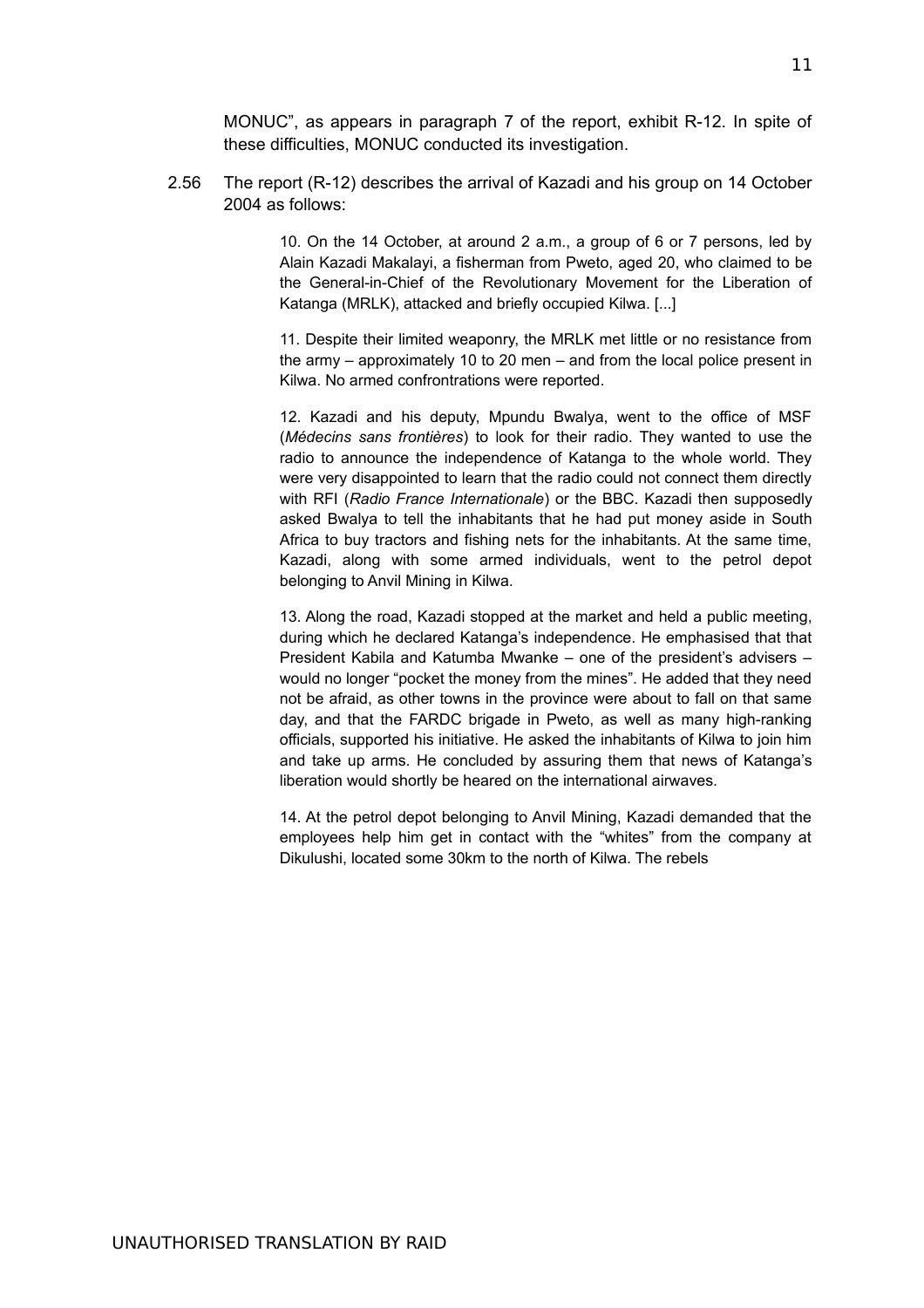MONUC", as appears in paragraph 7 of the report, exhibit R-12. In spite of these difficulties, MONUC conducted its investigation.

2.56 The report (R-12) describes the arrival of Kazadi and his group on 14 October 2004 as follows:

> 10. On the 14 October, at around 2 a.m., a group of 6 or 7 persons, led by Alain Kazadi Makalayi, a fisherman from Pweto, aged 20, who claimed to be the General-in-Chief of the Revolutionary Movement for the Liberation of Katanga (MRLK), attacked and briefly occupied Kilwa. [...]
>
> 11. Despite their limited weaponry, the MRLK met little or no resistance from the army – approximately 10 to 20 men – and from the local police present in Kilwa. No armed confrontrations were reported.
>
> 12. Kazadi and his deputy, Mpundu Bwalya, went to the office of MSF (*Médecins sans frontières*) to look for their radio. They wanted to use the radio to announce the independence of Katanga to the whole world. They were very disappointed to learn that the radio could not connect them directly with RFI (*Radio France Internationale*) or the BBC. Kazadi then supposedly asked Bwalya to tell the inhabitants that he had put money aside in South Africa to buy tractors and fishing nets for the inhabitants. At the same time, Kazadi, along with some armed individuals, went to the petrol depot belonging to Anvil Mining in Kilwa.
>
> 13. Along the road, Kazadi stopped at the market and held a public meeting, during which he declared Katanga's independence. He emphasised that that President Kabila and Katumba Mwanke – one of the president's advisers – would no longer "pocket the money from the mines". He added that they need not be afraid, as other towns in the province were about to fall on that same day, and that the FARDC brigade in Pweto, as well as many high-ranking officials, supported his initiative. He asked the inhabitants of Kilwa to join him and take up arms. He concluded by assuring them that news of Katanga's liberation would shortly be heared on the international airwaves.
>
> 14. At the petrol depot belonging to Anvil Mining, Kazadi demanded that the employees help him get in contact with the "whites" from the company at Dikulushi, located some 30km to the north of Kilwa. The rebels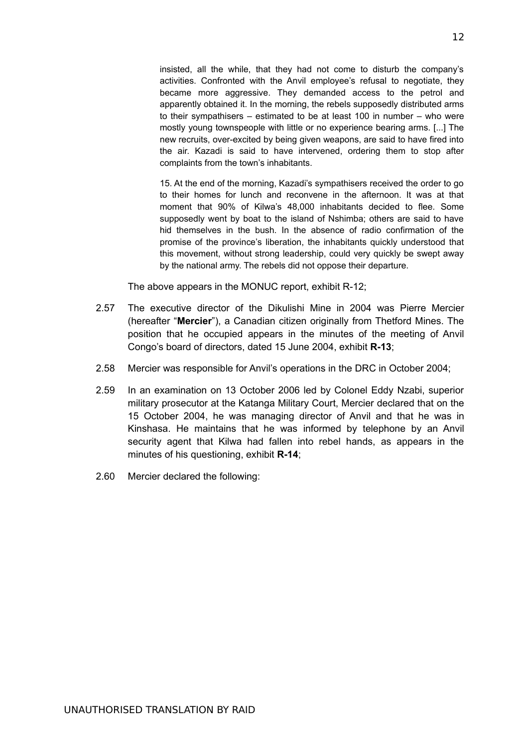> insisted, all the while, that they had not come to disturb the company's activities. Confronted with the Anvil employee's refusal to negotiate, they became more aggressive. They demanded access to the petrol and apparently obtained it. In the morning, the rebels supposedly distributed arms to their sympathisers – estimated to be at least 100 in number – who were mostly young townspeople with little or no experience bearing arms. [...] The new recruits, over-excited by being given weapons, are said to have fired into the air. Kazadi is said to have intervened, ordering them to stop after complaints from the town's inhabitants.
>
> 15. At the end of the morning, Kazadi's sympathisers received the order to go to their homes for lunch and reconvene in the afternoon. It was at that moment that 90% of Kilwa's 48,000 inhabitants decided to flee. Some supposedly went by boat to the island of Nshimba; others are said to have hid themselves in the bush. In the absence of radio confirmation of the promise of the province's liberation, the inhabitants quickly understood that this movement, without strong leadership, could very quickly be swept away by the national army. The rebels did not oppose their departure.

The above appears in the MONUC report, exhibit R-12;

2.57 The executive director of the Dikulishi Mine in 2004 was Pierre Mercier (hereafter "**Mercier**"), a Canadian citizen originally from Thetford Mines. The position that he occupied appears in the minutes of the meeting of Anvil Congo's board of directors, dated 15 June 2004, exhibit **R-13**;

2.58 Mercier was responsible for Anvil's operations in the DRC in October 2004;

2.59 In an examination on 13 October 2006 led by Colonel Eddy Nzabi, superior military prosecutor at the Katanga Military Court, Mercier declared that on the 15 October 2004, he was managing director of Anvil and that he was in Kinshasa. He maintains that he was informed by telephone by an Anvil security agent that Kilwa had fallen into rebel hands, as appears in the minutes of his questioning, exhibit **R-14**;

2.60 Mercier declared the following:

UNAUTHORISED TRANSLATION BY RAID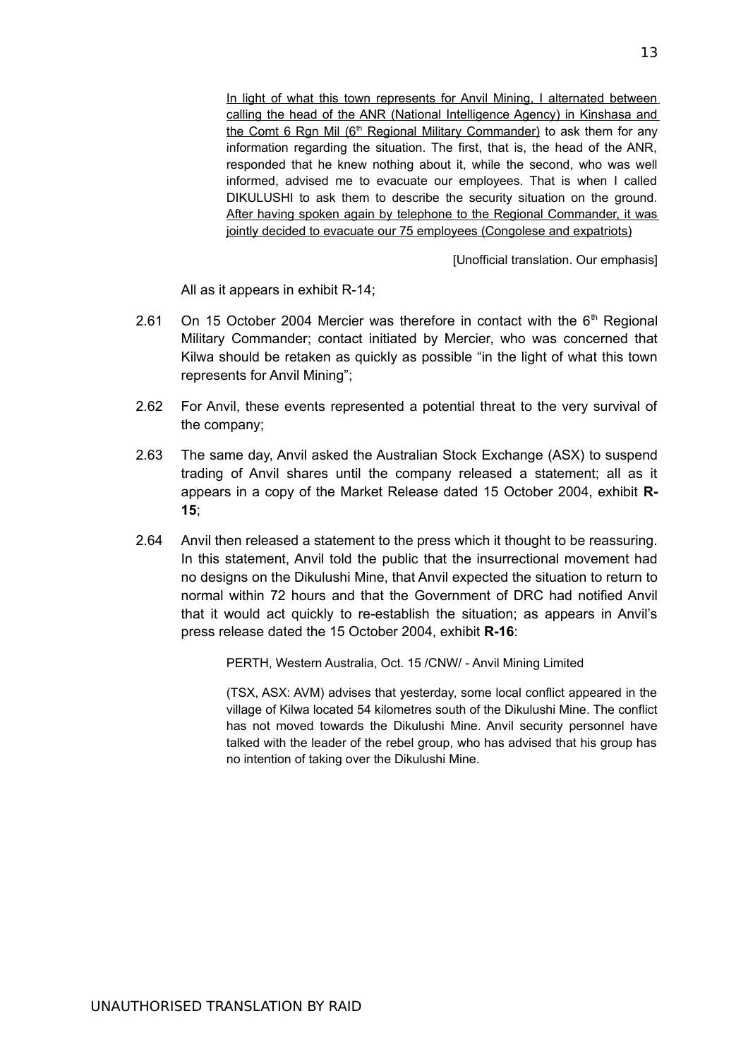> <u>In light of what this town represents for Anvil Mining, I alternated between calling the head of the ANR (National Intelligence Agency) in Kinshasa and the Comt 6 Rgn Mil (6th Regional Military Commander)</u> to ask them for any information regarding the situation. The first, that is, the head of the ANR, responded that he knew nothing about it, while the second, who was well informed, advised me to evacuate our employees. That is when I called DIKULUSHI to ask them to describe the security situation on the ground. <u>After having spoken again by telephone to the Regional Commander, it was jointly decided to evacuate our 75 employees (Congolese and expatriots)</u>
>
> [Unofficial translation. Our emphasis]

All as it appears in exhibit R-14;

2.61 On 15 October 2004 Mercier was therefore in contact with the 6th Regional Military Commander; contact initiated by Mercier, who was concerned that Kilwa should be retaken as quickly as possible "in the light of what this town represents for Anvil Mining";

2.62 For Anvil, these events represented a potential threat to the very survival of the company;

2.63 The same day, Anvil asked the Australian Stock Exchange (ASX) to suspend trading of Anvil shares until the company released a statement; all as it appears in a copy of the Market Release dated 15 October 2004, exhibit **R-15**;

2.64 Anvil then released a statement to the press which it thought to be reassuring. In this statement, Anvil told the public that the insurrectional movement had no designs on the Dikulushi Mine, that Anvil expected the situation to return to normal within 72 hours and that the Government of DRC had notified Anvil that it would act quickly to re-establish the situation; as appears in Anvil's press release dated the 15 October 2004, exhibit **R-16**:

> PERTH, Western Australia, Oct. 15 /CNW/ - Anvil Mining Limited
>
> (TSX, ASX: AVM) advises that yesterday, some local conflict appeared in the village of Kilwa located 54 kilometres south of the Dikulushi Mine. The conflict has not moved towards the Dikulushi Mine. Anvil security personnel have talked with the leader of the rebel group, who has advised that his group has no intention of taking over the Dikulushi Mine.

UNAUTHORISED TRANSLATION BY RAID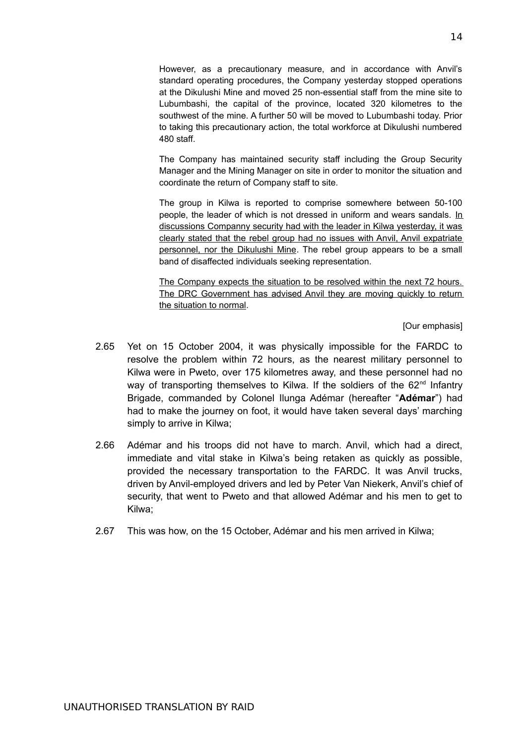> However, as a precautionary measure, and in accordance with Anvil's standard operating procedures, the Company yesterday stopped operations at the Dikulushi Mine and moved 25 non-essential staff from the mine site to Lubumbashi, the capital of the province, located 320 kilometres to the southwest of the mine. A further 50 will be moved to Lubumbashi today. Prior to taking this precautionary action, the total workforce at Dikulushi numbered 480 staff.
>
> The Company has maintained security staff including the Group Security Manager and the Mining Manager on site in order to monitor the situation and coordinate the return of Company staff to site.
>
> The group in Kilwa is reported to comprise somewhere between 50-100 people, the leader of which is not dressed in uniform and wears sandals. <u>In discussions Companny security had with the leader in Kilwa yesterday, it was clearly stated that the rebel group had no issues with Anvil, Anvil expatriate personnel, nor the Dikulushi Mine</u>. The rebel group appears to be a small band of disaffected individuals seeking representation.
>
> <u>The Company expects the situation to be resolved within the next 72 hours. The DRC Government has advised Anvil they are moving quickly to return the situation to normal</u>.
>
> [Our emphasis]

2.65 Yet on 15 October 2004, it was physically impossible for the FARDC to resolve the problem within 72 hours, as the nearest military personnel to Kilwa were in Pweto, over 175 kilometres away, and these personnel had no way of transporting themselves to Kilwa. If the soldiers of the 62nd Infantry Brigade, commanded by Colonel Ilunga Adémar (hereafter "**Adémar**") had had to make the journey on foot, it would have taken several days' marching simply to arrive in Kilwa;

2.66 Adémar and his troops did not have to march. Anvil, which had a direct, immediate and vital stake in Kilwa's being retaken as quickly as possible, provided the necessary transportation to the FARDC. It was Anvil trucks, driven by Anvil-employed drivers and led by Peter Van Niekerk, Anvil's chief of security, that went to Pweto and that allowed Adémar and his men to get to Kilwa;

2.67 This was how, on the 15 October, Adémar and his men arrived in Kilwa;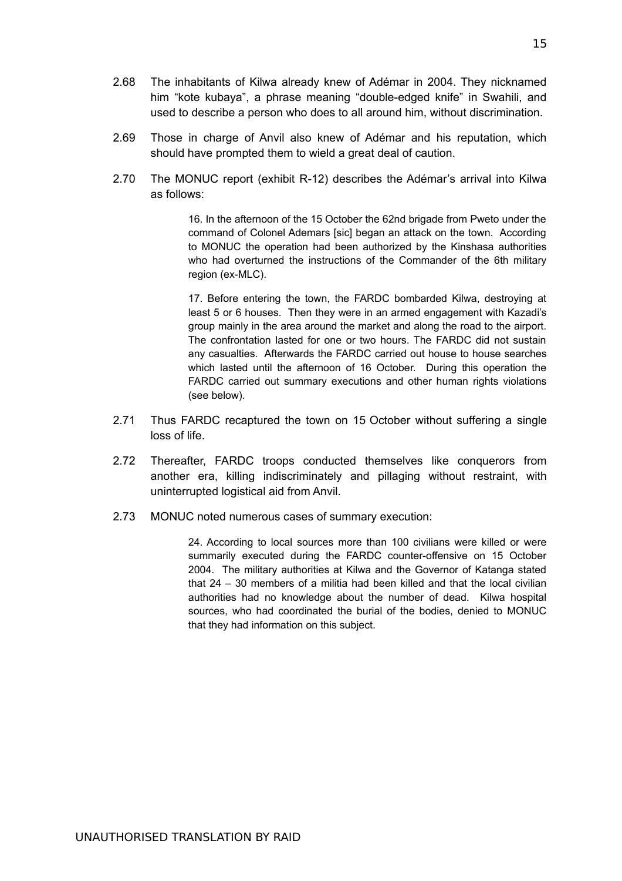2.68 The inhabitants of Kilwa already knew of Adémar in 2004. They nicknamed him "kote kubaya", a phrase meaning "double-edged knife" in Swahili, and used to describe a person who does to all around him, without discrimination.

2.69 Those in charge of Anvil also knew of Adémar and his reputation, which should have prompted them to wield a great deal of caution.

2.70 The MONUC report (exhibit R-12) describes the Adémar's arrival into Kilwa as follows:

> 16. In the afternoon of the 15 October the 62nd brigade from Pweto under the command of Colonel Ademars [sic] began an attack on the town. According to MONUC the operation had been authorized by the Kinshasa authorities who had overturned the instructions of the Commander of the 6th military region (ex-MLC).
>
> 17. Before entering the town, the FARDC bombarded Kilwa, destroying at least 5 or 6 houses. Then they were in an armed engagement with Kazadi's group mainly in the area around the market and along the road to the airport. The confrontation lasted for one or two hours. The FARDC did not sustain any casualties. Afterwards the FARDC carried out house to house searches which lasted until the afternoon of 16 October. During this operation the FARDC carried out summary executions and other human rights violations (see below).

2.71 Thus FARDC recaptured the town on 15 October without suffering a single loss of life.

2.72 Thereafter, FARDC troops conducted themselves like conquerors from another era, killing indiscriminately and pillaging without restraint, with uninterrupted logistical aid from Anvil.

2.73 MONUC noted numerous cases of summary execution:

> 24. According to local sources more than 100 civilians were killed or were summarily executed during the FARDC counter-offensive on 15 October 2004. The military authorities at Kilwa and the Governor of Katanga stated that 24 – 30 members of a militia had been killed and that the local civilian authorities had no knowledge about the number of dead. Kilwa hospital sources, who had coordinated the burial of the bodies, denied to MONUC that they had information on this subject.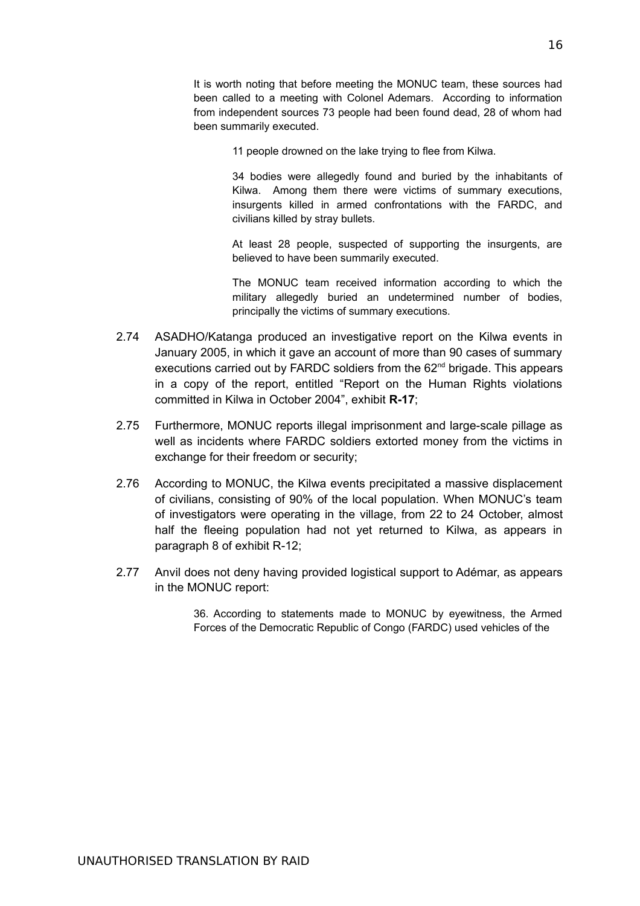> It is worth noting that before meeting the MONUC team, these sources had been called to a meeting with Colonel Ademars. According to information from independent sources 73 people had been found dead, 28 of whom had been summarily executed.
>
> > 11 people drowned on the lake trying to flee from Kilwa.
> >
> > 34 bodies were allegedly found and buried by the inhabitants of Kilwa. Among them there were victims of summary executions, insurgents killed in armed confrontations with the FARDC, and civilians killed by stray bullets.
> >
> > At least 28 people, suspected of supporting the insurgents, are believed to have been summarily executed.
> >
> > The MONUC team received information according to which the military allegedly buried an undetermined number of bodies, principally the victims of summary executions.

2.74 ASADHO/Katanga produced an investigative report on the Kilwa events in January 2005, in which it gave an account of more than 90 cases of summary executions carried out by FARDC soldiers from the 62nd brigade. This appears in a copy of the report, entitled "Report on the Human Rights violations committed in Kilwa in October 2004", exhibit **R-17**;

2.75 Furthermore, MONUC reports illegal imprisonment and large-scale pillage as well as incidents where FARDC soldiers extorted money from the victims in exchange for their freedom or security;

2.76 According to MONUC, the Kilwa events precipitated a massive displacement of civilians, consisting of 90% of the local population. When MONUC's team of investigators were operating in the village, from 22 to 24 October, almost half the fleeing population had not yet returned to Kilwa, as appears in paragraph 8 of exhibit R-12;

2.77 Anvil does not deny having provided logistical support to Adémar, as appears in the MONUC report:

> 36. According to statements made to MONUC by eyewitness, the Armed Forces of the Democratic Republic of Congo (FARDC) used vehicles of the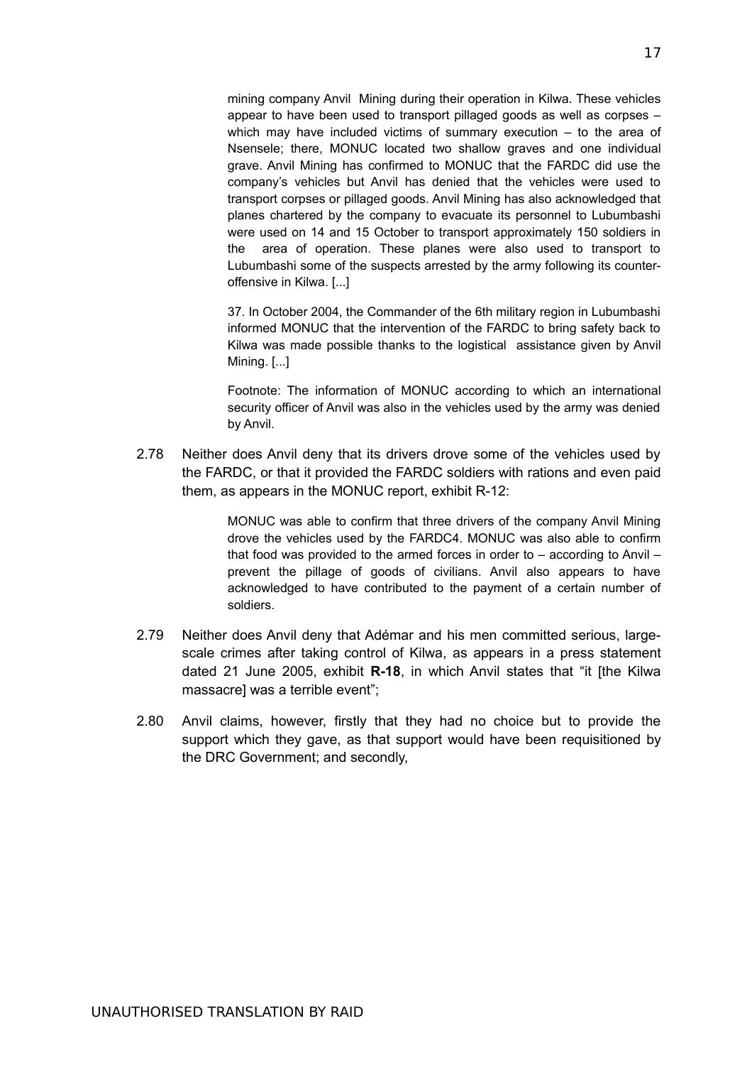> mining company Anvil Mining during their operation in Kilwa. These vehicles appear to have been used to transport pillaged goods as well as corpses – which may have included victims of summary execution – to the area of Nsensele; there, MONUC located two shallow graves and one individual grave. Anvil Mining has confirmed to MONUC that the FARDC did use the company's vehicles but Anvil has denied that the vehicles were used to transport corpses or pillaged goods. Anvil Mining has also acknowledged that planes chartered by the company to evacuate its personnel to Lubumbashi were used on 14 and 15 October to transport approximately 150 soldiers in the area of operation. These planes were also used to transport to Lubumbashi some of the suspects arrested by the army following its counter-offensive in Kilwa. [...]
>
> 37. In October 2004, the Commander of the 6th military region in Lubumbashi informed MONUC that the intervention of the FARDC to bring safety back to Kilwa was made possible thanks to the logistical assistance given by Anvil Mining. [...]
>
> Footnote: The information of MONUC according to which an international security officer of Anvil was also in the vehicles used by the army was denied by Anvil.

2.78 Neither does Anvil deny that its drivers drove some of the vehicles used by the FARDC, or that it provided the FARDC soldiers with rations and even paid them, as appears in the MONUC report, exhibit R-12:

> MONUC was able to confirm that three drivers of the company Anvil Mining drove the vehicles used by the FARDC4. MONUC was also able to confirm that food was provided to the armed forces in order to – according to Anvil – prevent the pillage of goods of civilians. Anvil also appears to have acknowledged to have contributed to the payment of a certain number of soldiers.

2.79 Neither does Anvil deny that Adémar and his men committed serious, large-scale crimes after taking control of Kilwa, as appears in a press statement dated 21 June 2005, exhibit **R-18**, in which Anvil states that "it [the Kilwa massacre] was a terrible event";

2.80 Anvil claims, however, firstly that they had no choice but to provide the support which they gave, as that support would have been requisitioned by the DRC Government; and secondly,

UNAUTHORISED TRANSLATION BY RAID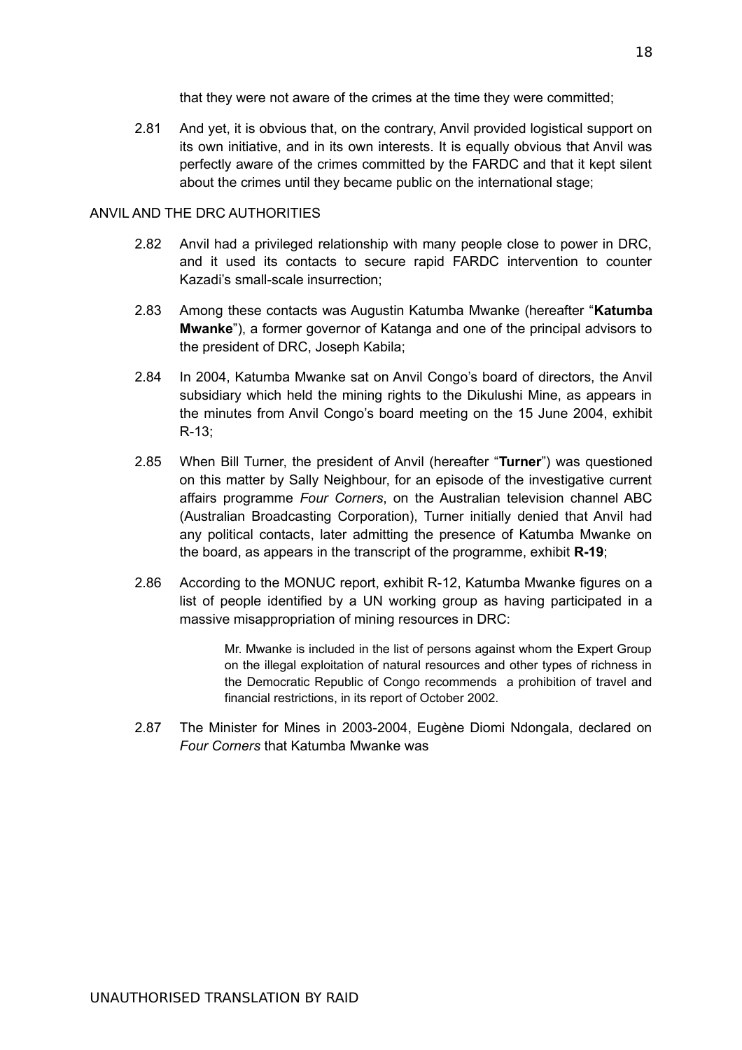that they were not aware of the crimes at the time they were committed;

2.81 And yet, it is obvious that, on the contrary, Anvil provided logistical support on its own initiative, and in its own interests. It is equally obvious that Anvil was perfectly aware of the crimes committed by the FARDC and that it kept silent about the crimes until they became public on the international stage;

ANVIL AND THE DRC AUTHORITIES

2.82 Anvil had a privileged relationship with many people close to power in DRC, and it used its contacts to secure rapid FARDC intervention to counter Kazadi's small-scale insurrection;

2.83 Among these contacts was Augustin Katumba Mwanke (hereafter "**Katumba Mwanke**"), a former governor of Katanga and one of the principal advisors to the president of DRC, Joseph Kabila;

2.84 In 2004, Katumba Mwanke sat on Anvil Congo's board of directors, the Anvil subsidiary which held the mining rights to the Dikulushi Mine, as appears in the minutes from Anvil Congo's board meeting on the 15 June 2004, exhibit R-13;

2.85 When Bill Turner, the president of Anvil (hereafter "**Turner**") was questioned on this matter by Sally Neighbour, for an episode of the investigative current affairs programme *Four Corners*, on the Australian television channel ABC (Australian Broadcasting Corporation), Turner initially denied that Anvil had any political contacts, later admitting the presence of Katumba Mwanke on the board, as appears in the transcript of the programme, exhibit **R-19**;

2.86 According to the MONUC report, exhibit R-12, Katumba Mwanke figures on a list of people identified by a UN working group as having participated in a massive misappropriation of mining resources in DRC:

> Mr. Mwanke is included in the list of persons against whom the Expert Group on the illegal exploitation of natural resources and other types of richness in the Democratic Republic of Congo recommends a prohibition of travel and financial restrictions, in its report of October 2002.

2.87 The Minister for Mines in 2003-2004, Eugène Diomi Ndongala, declared on *Four Corners* that Katumba Mwanke was

UNAUTHORISED TRANSLATION BY RAID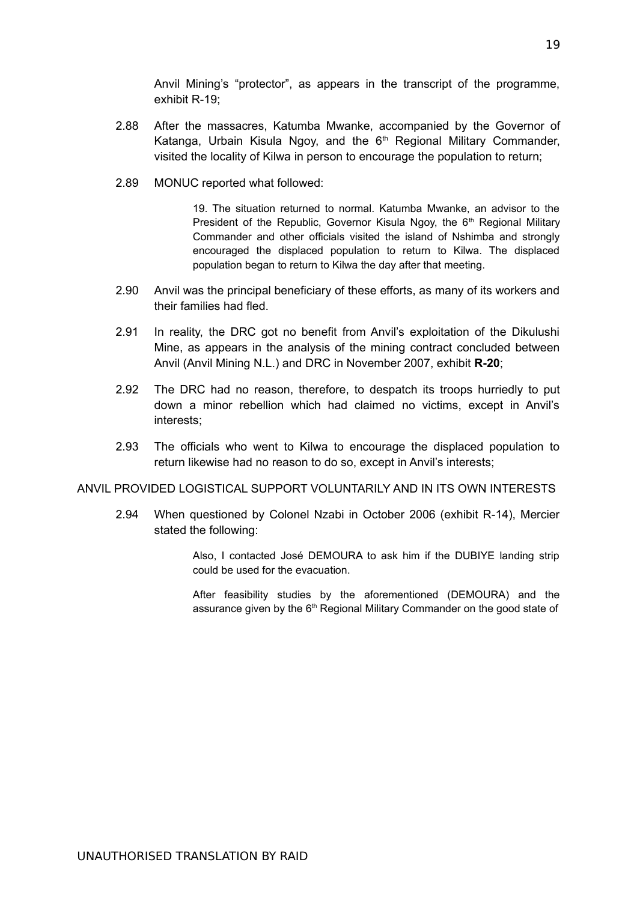Anvil Mining's "protector", as appears in the transcript of the programme, exhibit R-19;

2.88 After the massacres, Katumba Mwanke, accompanied by the Governor of Katanga, Urbain Kisula Ngoy, and the 6th Regional Military Commander, visited the locality of Kilwa in person to encourage the population to return;

2.89 MONUC reported what followed:

> 19. The situation returned to normal. Katumba Mwanke, an advisor to the President of the Republic, Governor Kisula Ngoy, the 6th Regional Military Commander and other officials visited the island of Nshimba and strongly encouraged the displaced population to return to Kilwa. The displaced population began to return to Kilwa the day after that meeting.

2.90 Anvil was the principal beneficiary of these efforts, as many of its workers and their families had fled.

2.91 In reality, the DRC got no benefit from Anvil's exploitation of the Dikulushi Mine, as appears in the analysis of the mining contract concluded between Anvil (Anvil Mining N.L.) and DRC in November 2007, exhibit **R-20**;

2.92 The DRC had no reason, therefore, to despatch its troops hurriedly to put down a minor rebellion which had claimed no victims, except in Anvil's interests;

2.93 The officials who went to Kilwa to encourage the displaced population to return likewise had no reason to do so, except in Anvil's interests;

ANVIL PROVIDED LOGISTICAL SUPPORT VOLUNTARILY AND IN ITS OWN INTERESTS

2.94 When questioned by Colonel Nzabi in October 2006 (exhibit R-14), Mercier stated the following:

> Also, I contacted José DEMOURA to ask him if the DUBIYE landing strip could be used for the evacuation.
>
> After feasibility studies by the aforementioned (DEMOURA) and the assurance given by the 6th Regional Military Commander on the good state of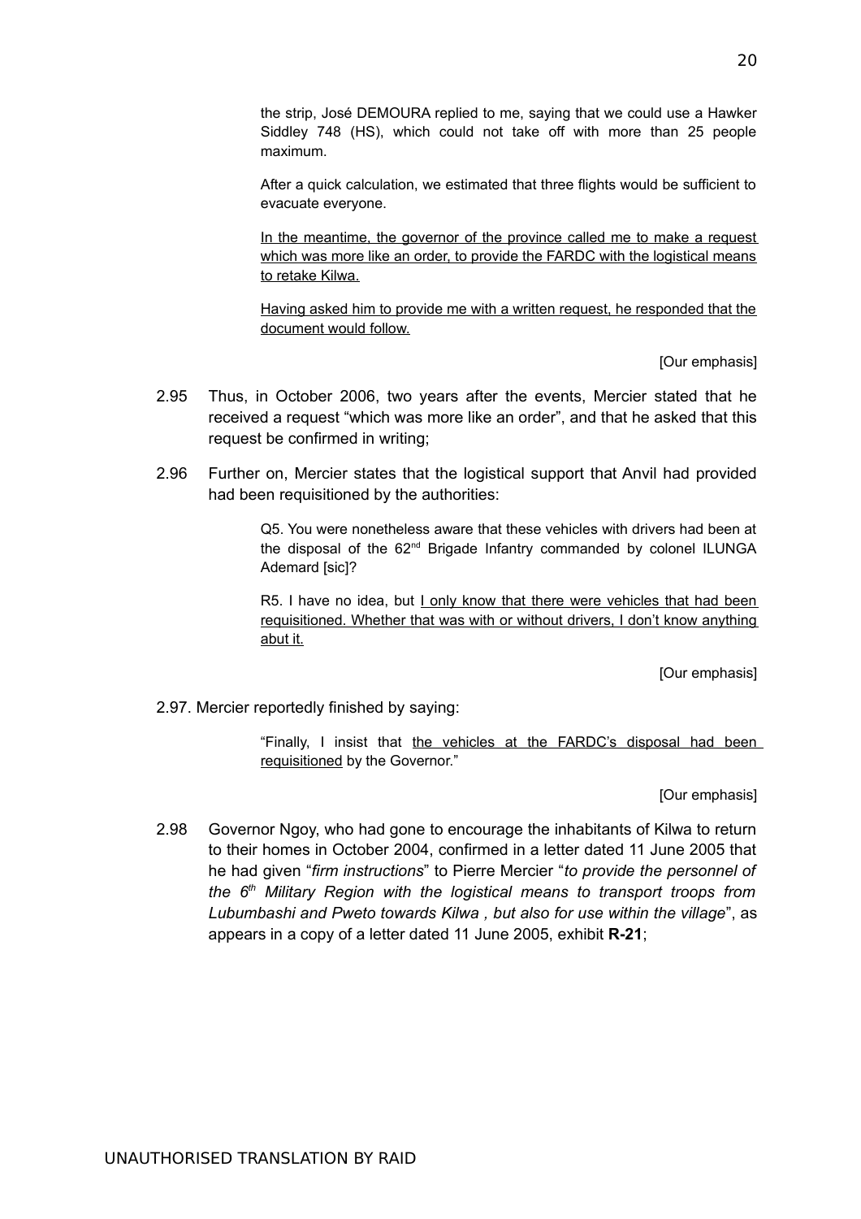the strip, José DEMOURA replied to me, saying that we could use a Hawker Siddley 748 (HS), which could not take off with more than 25 people maximum.

> After a quick calculation, we estimated that three flights would be sufficient to evacuate everyone.
>
> <u>In the meantime, the governor of the province called me to make a request which was more like an order, to provide the FARDC with the logistical means to retake Kilwa.</u>
>
> <u>Having asked him to provide me with a written request, he responded that the document would follow.</u>
>
> [Our emphasis]

2.95 Thus, in October 2006, two years after the events, Mercier stated that he received a request "which was more like an order", and that he asked that this request be confirmed in writing;

2.96 Further on, Mercier states that the logistical support that Anvil had provided had been requisitioned by the authorities:

> Q5. You were nonetheless aware that these vehicles with drivers had been at the disposal of the 62nd Brigade Infantry commanded by colonel ILUNGA Ademard [sic]?
>
> R5. I have no idea, but <u>I only know that there were vehicles that had been requisitioned. Whether that was with or without drivers, I don't know anything abut it.</u>
>
> [Our emphasis]

2.97. Mercier reportedly finished by saying:

> "Finally, I insist that <u>the vehicles at the FARDC's disposal had been requisitioned</u> by the Governor."
>
> [Our emphasis]

2.98 Governor Ngoy, who had gone to encourage the inhabitants of Kilwa to return to their homes in October 2004, confirmed in a letter dated 11 June 2005 that he had given "*firm instructions*" to Pierre Mercier "*to provide the personnel of the 6th Military Region with the logistical means to transport troops from Lubumbashi and Pweto towards Kilwa , but also for use within the village*", as appears in a copy of a letter dated 11 June 2005, exhibit **R-21**;

UNAUTHORISED TRANSLATION BY RAID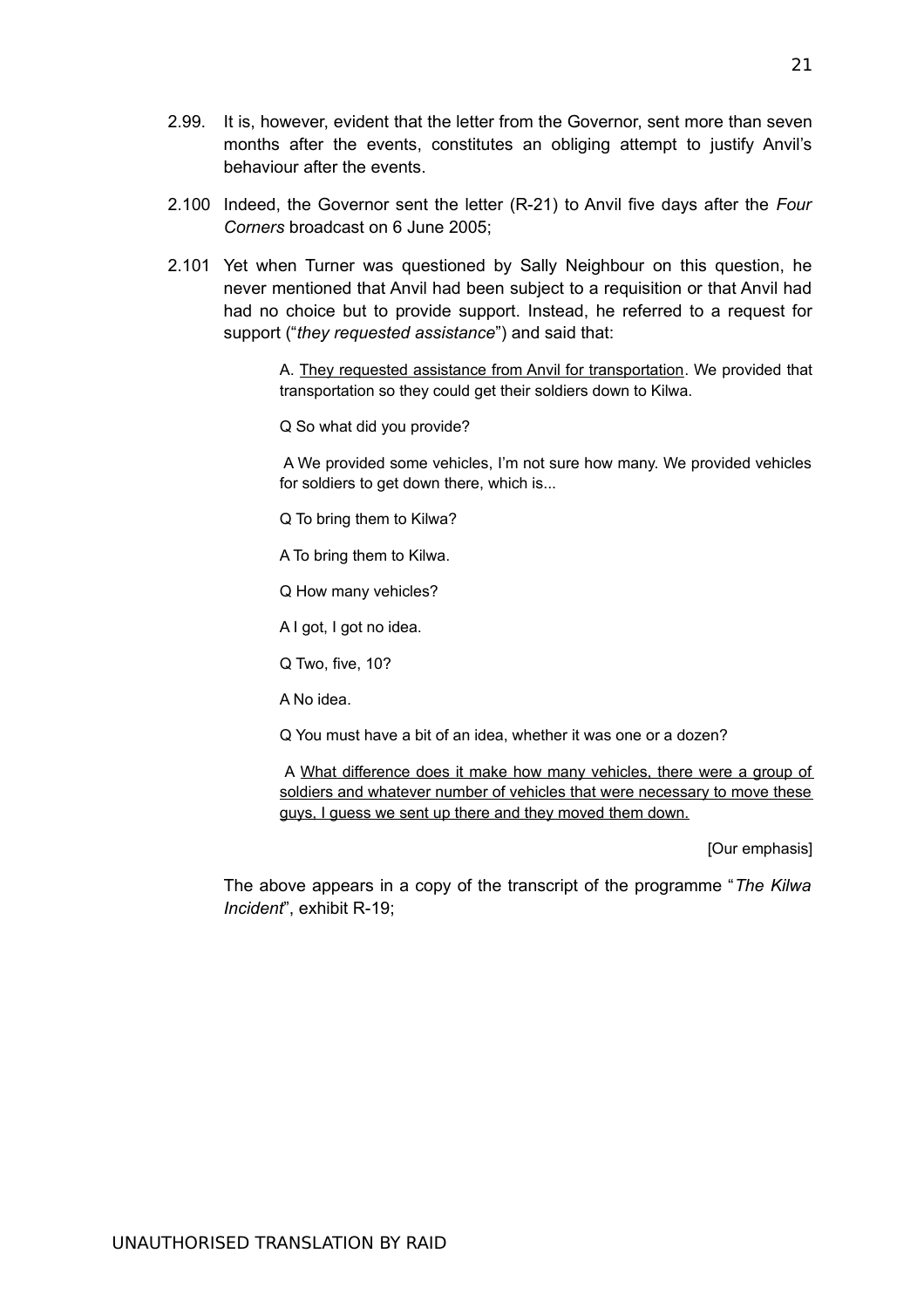2.99. It is, however, evident that the letter from the Governor, sent more than seven months after the events, constitutes an obliging attempt to justify Anvil's behaviour after the events.

2.100 Indeed, the Governor sent the letter (R-21) to Anvil five days after the *Four Corners* broadcast on 6 June 2005;

2.101 Yet when Turner was questioned by Sally Neighbour on this question, he never mentioned that Anvil had been subject to a requisition or that Anvil had had no choice but to provide support. Instead, he referred to a request for support ("*they requested assistance*") and said that:

> A. <u>They requested assistance from Anvil for transportation</u>. We provided that transportation so they could get their soldiers down to Kilwa.
>
> Q So what did you provide?
>
> A We provided some vehicles, I'm not sure how many. We provided vehicles for soldiers to get down there, which is...
>
> Q To bring them to Kilwa?
>
> A To bring them to Kilwa.
>
> Q How many vehicles?
>
> A I got, I got no idea.
>
> Q Two, five, 10?
>
> A No idea.
>
> Q You must have a bit of an idea, whether it was one or a dozen?
>
> A <u>What difference does it make how many vehicles, there were a group of soldiers and whatever number of vehicles that were necessary to move these guys, I guess we sent up there and they moved them down.</u>
>
> [Our emphasis]

The above appears in a copy of the transcript of the programme "*The Kilwa Incident*", exhibit R-19;

UNAUTHORISED TRANSLATION BY RAID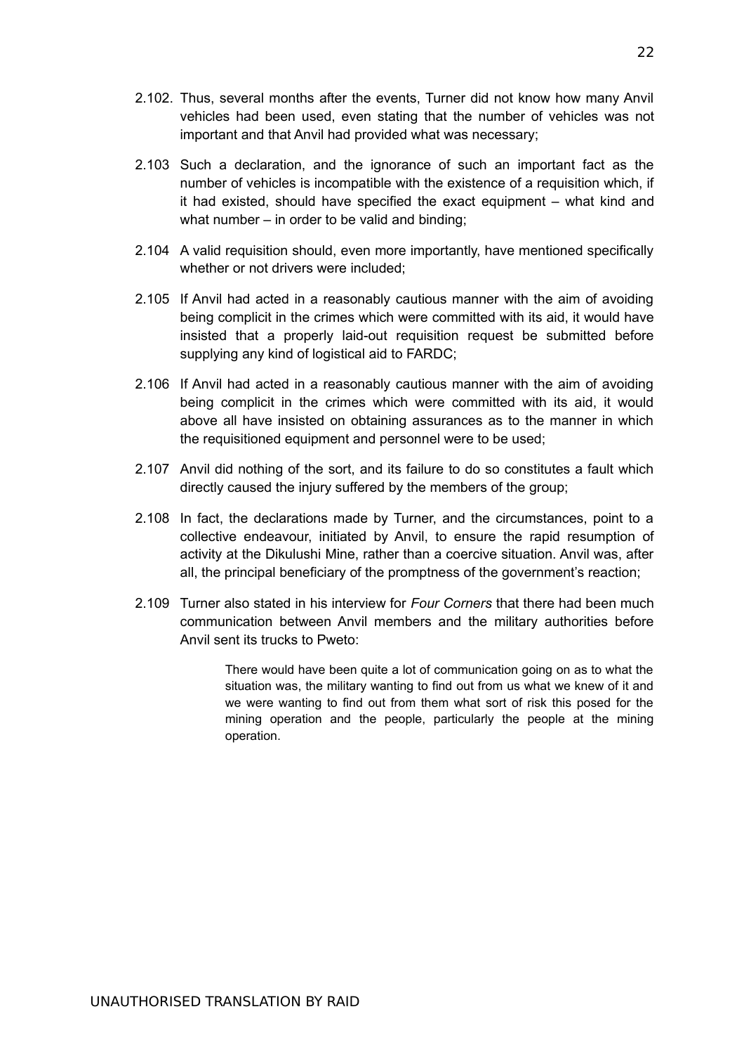2.102. Thus, several months after the events, Turner did not know how many Anvil vehicles had been used, even stating that the number of vehicles was not important and that Anvil had provided what was necessary;

2.103 Such a declaration, and the ignorance of such an important fact as the number of vehicles is incompatible with the existence of a requisition which, if it had existed, should have specified the exact equipment – what kind and what number – in order to be valid and binding;

2.104 A valid requisition should, even more importantly, have mentioned specifically whether or not drivers were included;

2.105 If Anvil had acted in a reasonably cautious manner with the aim of avoiding being complicit in the crimes which were committed with its aid, it would have insisted that a properly laid-out requisition request be submitted before supplying any kind of logistical aid to FARDC;

2.106 If Anvil had acted in a reasonably cautious manner with the aim of avoiding being complicit in the crimes which were committed with its aid, it would above all have insisted on obtaining assurances as to the manner in which the requisitioned equipment and personnel were to be used;

2.107 Anvil did nothing of the sort, and its failure to do so constitutes a fault which directly caused the injury suffered by the members of the group;

2.108 In fact, the declarations made by Turner, and the circumstances, point to a collective endeavour, initiated by Anvil, to ensure the rapid resumption of activity at the Dikulushi Mine, rather than a coercive situation. Anvil was, after all, the principal beneficiary of the promptness of the government's reaction;

2.109 Turner also stated in his interview for *Four Corners* that there had been much communication between Anvil members and the military authorities before Anvil sent its trucks to Pweto:

> There would have been quite a lot of communication going on as to what the situation was, the military wanting to find out from us what we knew of it and we were wanting to find out from them what sort of risk this posed for the mining operation and the people, particularly the people at the mining operation.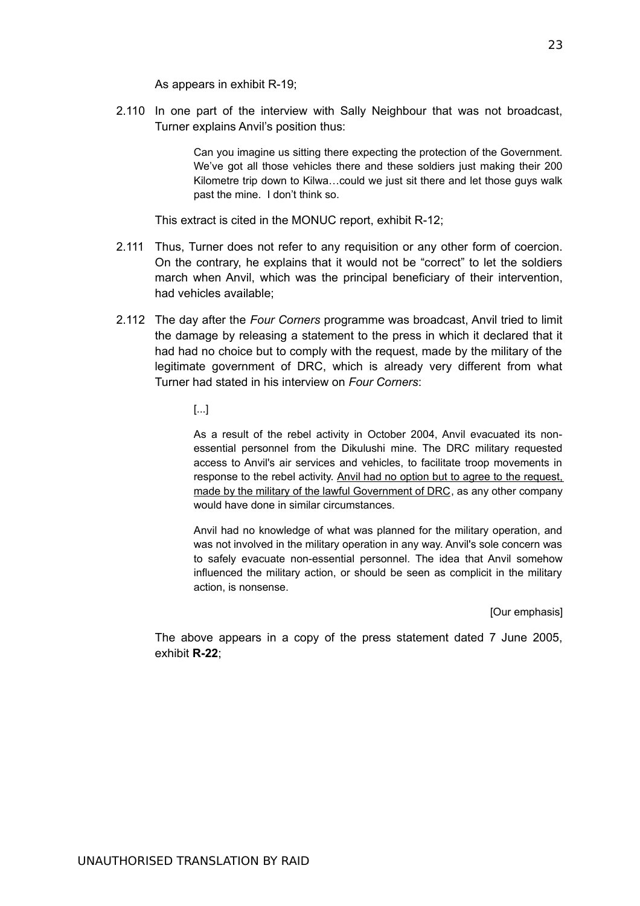As appears in exhibit R-19;

2.110 In one part of the interview with Sally Neighbour that was not broadcast, Turner explains Anvil's position thus:

> Can you imagine us sitting there expecting the protection of the Government. We've got all those vehicles there and these soldiers just making their 200 Kilometre trip down to Kilwa…could we just sit there and let those guys walk past the mine. I don't think so.

This extract is cited in the MONUC report, exhibit R-12;

2.111 Thus, Turner does not refer to any requisition or any other form of coercion. On the contrary, he explains that it would not be "correct" to let the soldiers march when Anvil, which was the principal beneficiary of their intervention, had vehicles available;

2.112 The day after the *Four Corners* programme was broadcast, Anvil tried to limit the damage by releasing a statement to the press in which it declared that it had had no choice but to comply with the request, made by the military of the legitimate government of DRC, which is already very different from what Turner had stated in his interview on *Four Corners*:

> [...]
>
> As a result of the rebel activity in October 2004, Anvil evacuated its non-essential personnel from the Dikulushi mine. The DRC military requested access to Anvil's air services and vehicles, to facilitate troop movements in response to the rebel activity. <u>Anvil had no option but to agree to the request, made by the military of the lawful Government of DRC</u>, as any other company would have done in similar circumstances.
>
> Anvil had no knowledge of what was planned for the military operation, and was not involved in the military operation in any way. Anvil's sole concern was to safely evacuate non-essential personnel. The idea that Anvil somehow influenced the military action, or should be seen as complicit in the military action, is nonsense.
>
> [Our emphasis]

The above appears in a copy of the press statement dated 7 June 2005, exhibit **R-22**;

UNAUTHORISED TRANSLATION BY RAID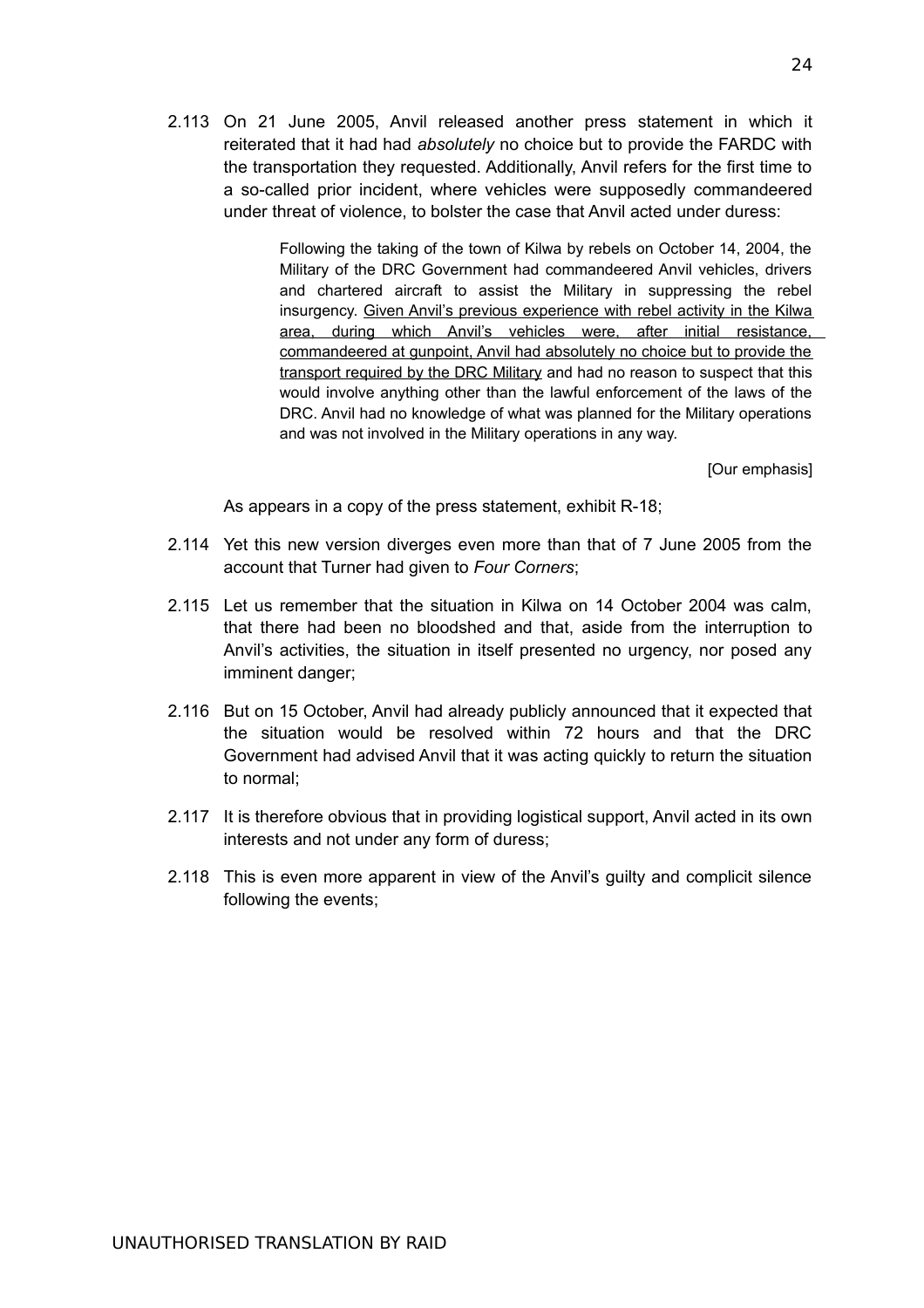2.113 On 21 June 2005, Anvil released another press statement in which it reiterated that it had had *absolutely* no choice but to provide the FARDC with the transportation they requested. Additionally, Anvil refers for the first time to a so-called prior incident, where vehicles were supposedly commandeered under threat of violence, to bolster the case that Anvil acted under duress:

> Following the taking of the town of Kilwa by rebels on October 14, 2004, the Military of the DRC Government had commandeered Anvil vehicles, drivers and chartered aircraft to assist the Military in suppressing the rebel insurgency. <u>Given Anvil's previous experience with rebel activity in the Kilwa area, during which Anvil's vehicles were, after initial resistance, commandeered at gunpoint, Anvil had absolutely no choice but to provide the transport required by the DRC Military</u> and had no reason to suspect that this would involve anything other than the lawful enforcement of the laws of the DRC. Anvil had no knowledge of what was planned for the Military operations and was not involved in the Military operations in any way.
>
> [Our emphasis]

As appears in a copy of the press statement, exhibit R-18;

2.114 Yet this new version diverges even more than that of 7 June 2005 from the account that Turner had given to *Four Corners*;

2.115 Let us remember that the situation in Kilwa on 14 October 2004 was calm, that there had been no bloodshed and that, aside from the interruption to Anvil's activities, the situation in itself presented no urgency, nor posed any imminent danger;

2.116 But on 15 October, Anvil had already publicly announced that it expected that the situation would be resolved within 72 hours and that the DRC Government had advised Anvil that it was acting quickly to return the situation to normal;

2.117 It is therefore obvious that in providing logistical support, Anvil acted in its own interests and not under any form of duress;

2.118 This is even more apparent in view of the Anvil's guilty and complicit silence following the events;

UNAUTHORISED TRANSLATION BY RAID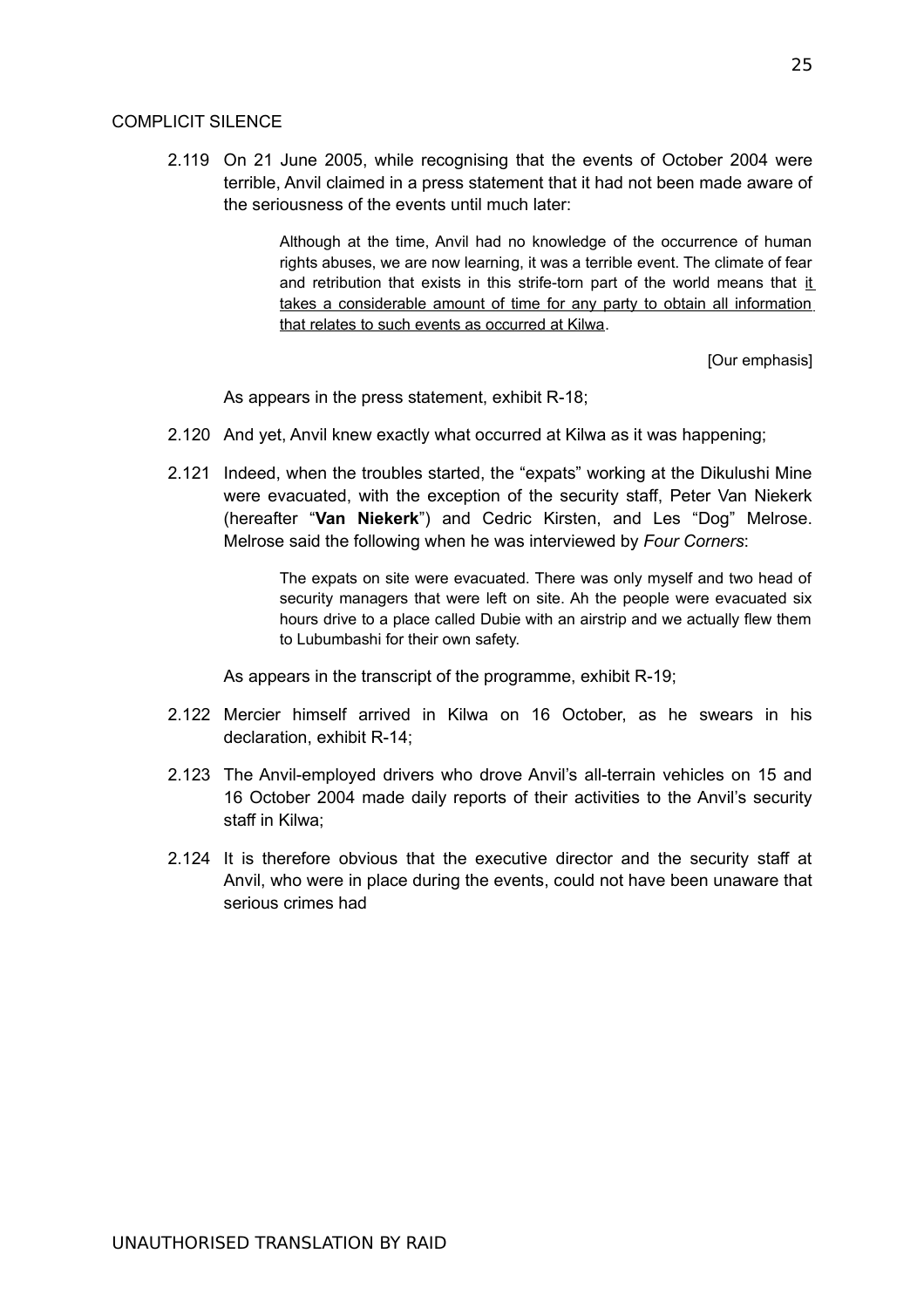COMPLICIT SILENCE

2.119 On 21 June 2005, while recognising that the events of October 2004 were terrible, Anvil claimed in a press statement that it had not been made aware of the seriousness of the events until much later:

> Although at the time, Anvil had no knowledge of the occurrence of human rights abuses, we are now learning, it was a terrible event. The climate of fear and retribution that exists in this strife-torn part of the world means that <u>it takes a considerable amount of time for any party to obtain all information that relates to such events as occurred at Kilwa</u>.
>
> [Our emphasis]

As appears in the press statement, exhibit R-18;

2.120 And yet, Anvil knew exactly what occurred at Kilwa as it was happening;

2.121 Indeed, when the troubles started, the "expats" working at the Dikulushi Mine were evacuated, with the exception of the security staff, Peter Van Niekerk (hereafter "**Van Niekerk**") and Cedric Kirsten, and Les "Dog" Melrose. Melrose said the following when he was interviewed by *Four Corners*:

> The expats on site were evacuated. There was only myself and two head of security managers that were left on site. Ah the people were evacuated six hours drive to a place called Dubie with an airstrip and we actually flew them to Lubumbashi for their own safety.

As appears in the transcript of the programme, exhibit R-19;

2.122 Mercier himself arrived in Kilwa on 16 October, as he swears in his declaration, exhibit R-14;

2.123 The Anvil-employed drivers who drove Anvil's all-terrain vehicles on 15 and 16 October 2004 made daily reports of their activities to the Anvil's security staff in Kilwa;

2.124 It is therefore obvious that the executive director and the security staff at Anvil, who were in place during the events, could not have been unaware that serious crimes had

UNAUTHORISED TRANSLATION BY RAID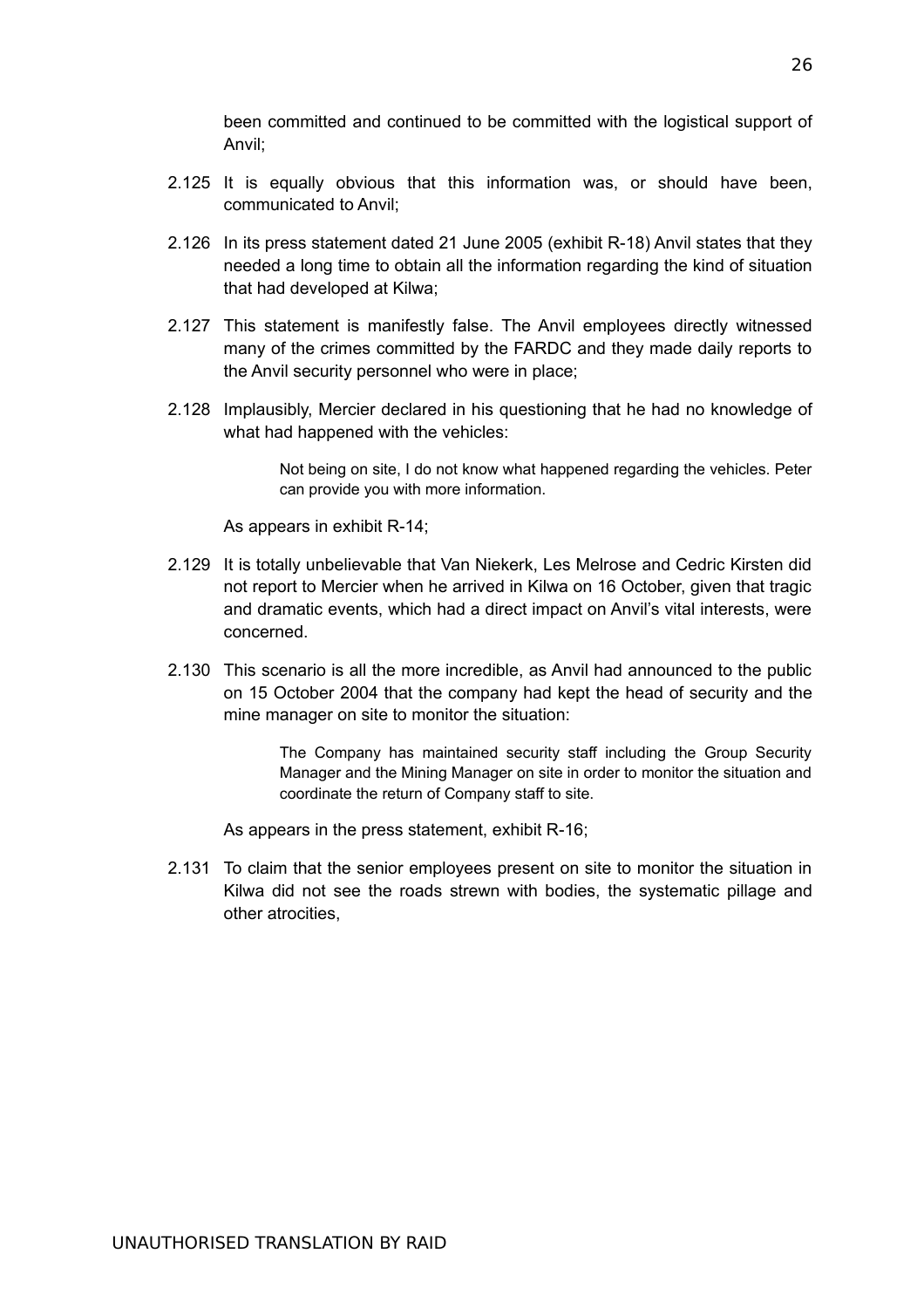been committed and continued to be committed with the logistical support of Anvil;

2.125 It is equally obvious that this information was, or should have been, communicated to Anvil;

2.126 In its press statement dated 21 June 2005 (exhibit R-18) Anvil states that they needed a long time to obtain all the information regarding the kind of situation that had developed at Kilwa;

2.127 This statement is manifestly false. The Anvil employees directly witnessed many of the crimes committed by the FARDC and they made daily reports to the Anvil security personnel who were in place;

2.128 Implausibly, Mercier declared in his questioning that he had no knowledge of what had happened with the vehicles:

> Not being on site, I do not know what happened regarding the vehicles. Peter can provide you with more information.

As appears in exhibit R-14;

2.129 It is totally unbelievable that Van Niekerk, Les Melrose and Cedric Kirsten did not report to Mercier when he arrived in Kilwa on 16 October, given that tragic and dramatic events, which had a direct impact on Anvil's vital interests, were concerned.

2.130 This scenario is all the more incredible, as Anvil had announced to the public on 15 October 2004 that the company had kept the head of security and the mine manager on site to monitor the situation:

> The Company has maintained security staff including the Group Security Manager and the Mining Manager on site in order to monitor the situation and coordinate the return of Company staff to site.

As appears in the press statement, exhibit R-16;

2.131 To claim that the senior employees present on site to monitor the situation in Kilwa did not see the roads strewn with bodies, the systematic pillage and other atrocities,

UNAUTHORISED TRANSLATION BY RAID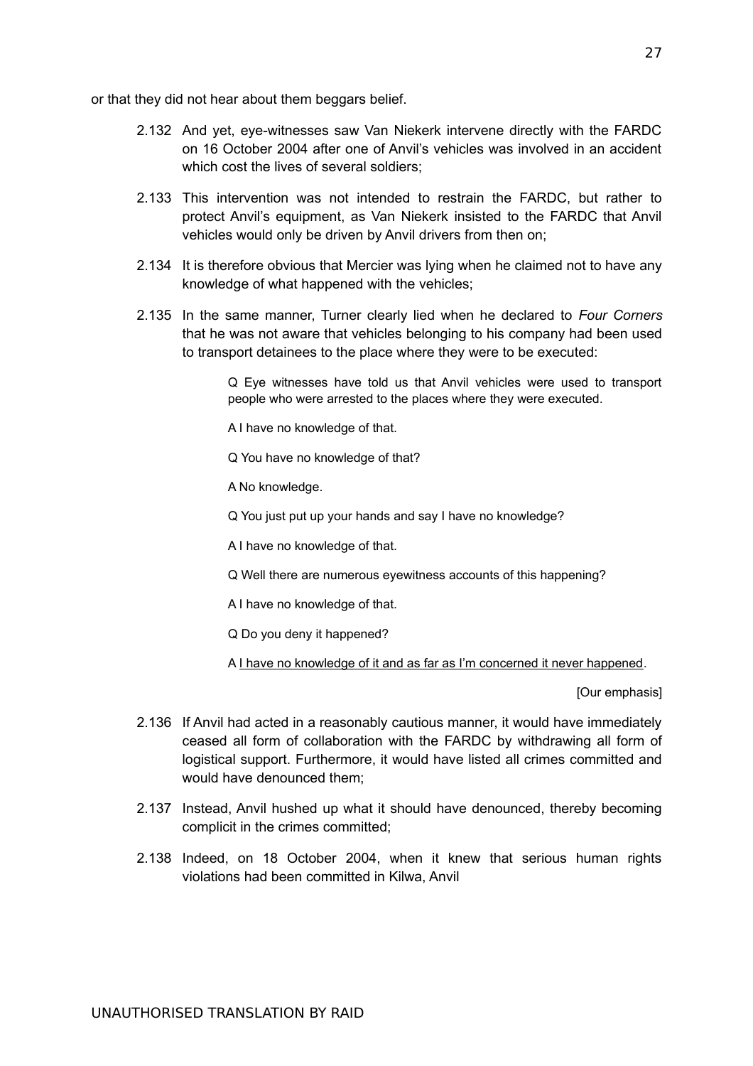or that they did not hear about them beggars belief.

2.132 And yet, eye-witnesses saw Van Niekerk intervene directly with the FARDC on 16 October 2004 after one of Anvil's vehicles was involved in an accident which cost the lives of several soldiers;

2.133 This intervention was not intended to restrain the FARDC, but rather to protect Anvil's equipment, as Van Niekerk insisted to the FARDC that Anvil vehicles would only be driven by Anvil drivers from then on;

2.134 It is therefore obvious that Mercier was lying when he claimed not to have any knowledge of what happened with the vehicles;

2.135 In the same manner, Turner clearly lied when he declared to *Four Corners* that he was not aware that vehicles belonging to his company had been used to transport detainees to the place where they were to be executed:

> Q Eye witnesses have told us that Anvil vehicles were used to transport people who were arrested to the places where they were executed.
>
> A I have no knowledge of that.
>
> Q You have no knowledge of that?
>
> A No knowledge.
>
> Q You just put up your hands and say I have no knowledge?
>
> A I have no knowledge of that.
>
> Q Well there are numerous eyewitness accounts of this happening?
>
> A I have no knowledge of that.
>
> Q Do you deny it happened?
>
> A <u>I have no knowledge of it and as far as I'm concerned it never happened</u>.
>
> [Our emphasis]

2.136 If Anvil had acted in a reasonably cautious manner, it would have immediately ceased all form of collaboration with the FARDC by withdrawing all form of logistical support. Furthermore, it would have listed all crimes committed and would have denounced them;

2.137 Instead, Anvil hushed up what it should have denounced, thereby becoming complicit in the crimes committed;

2.138 Indeed, on 18 October 2004, when it knew that serious human rights violations had been committed in Kilwa, Anvil

UNAUTHORISED TRANSLATION BY RAID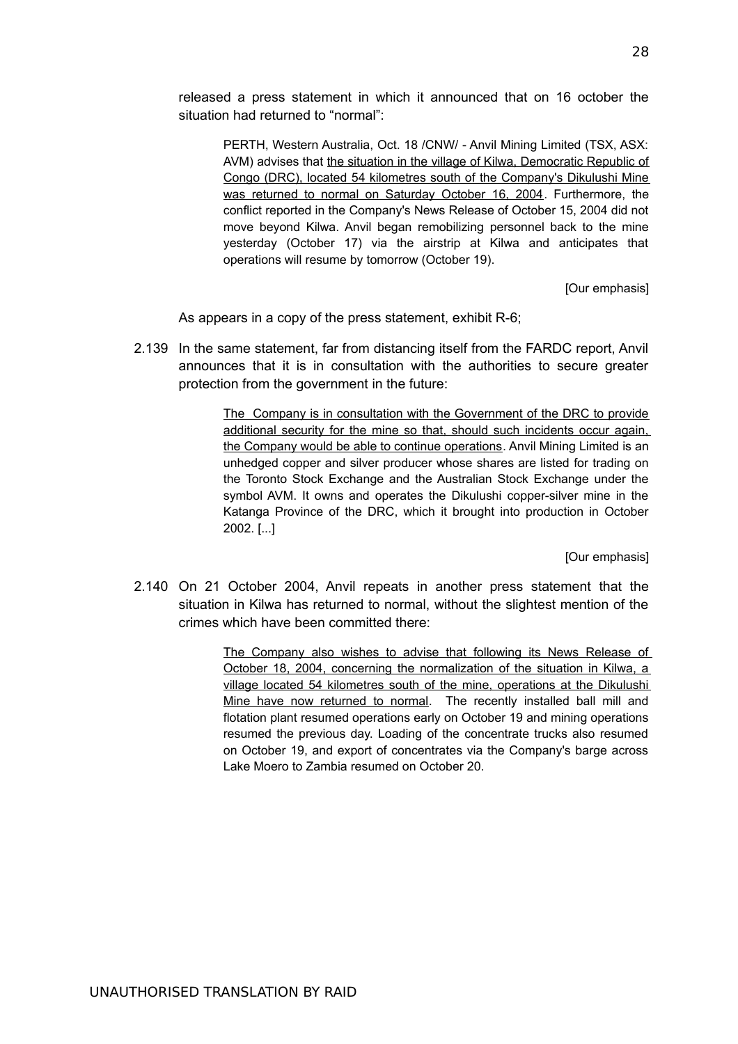released a press statement in which it announced that on 16 october the situation had returned to "normal":

> PERTH, Western Australia, Oct. 18 /CNW/ - Anvil Mining Limited (TSX, ASX: AVM) advises that <u>the situation in the village of Kilwa, Democratic Republic of Congo (DRC), located 54 kilometres south of the Company's Dikulushi Mine was returned to normal on Saturday October 16, 2004</u>. Furthermore, the conflict reported in the Company's News Release of October 15, 2004 did not move beyond Kilwa. Anvil began remobilizing personnel back to the mine yesterday (October 17) via the airstrip at Kilwa and anticipates that operations will resume by tomorrow (October 19).
>
> [Our emphasis]

As appears in a copy of the press statement, exhibit R-6;

2.139 In the same statement, far from distancing itself from the FARDC report, Anvil announces that it is in consultation with the authorities to secure greater protection from the government in the future:

> <u>The Company is in consultation with the Government of the DRC to provide additional security for the mine so that, should such incidents occur again, the Company would be able to continue operations</u>. Anvil Mining Limited is an unhedged copper and silver producer whose shares are listed for trading on the Toronto Stock Exchange and the Australian Stock Exchange under the symbol AVM. It owns and operates the Dikulushi copper-silver mine in the Katanga Province of the DRC, which it brought into production in October 2002. [...]
>
> [Our emphasis]

2.140 On 21 October 2004, Anvil repeats in another press statement that the situation in Kilwa has returned to normal, without the slightest mention of the crimes which have been committed there:

> <u>The Company also wishes to advise that following its News Release of October 18, 2004, concerning the normalization of the situation in Kilwa, a village located 54 kilometres south of the mine, operations at the Dikulushi Mine have now returned to normal</u>. The recently installed ball mill and flotation plant resumed operations early on October 19 and mining operations resumed the previous day. Loading of the concentrate trucks also resumed on October 19, and export of concentrates via the Company's barge across Lake Moero to Zambia resumed on October 20.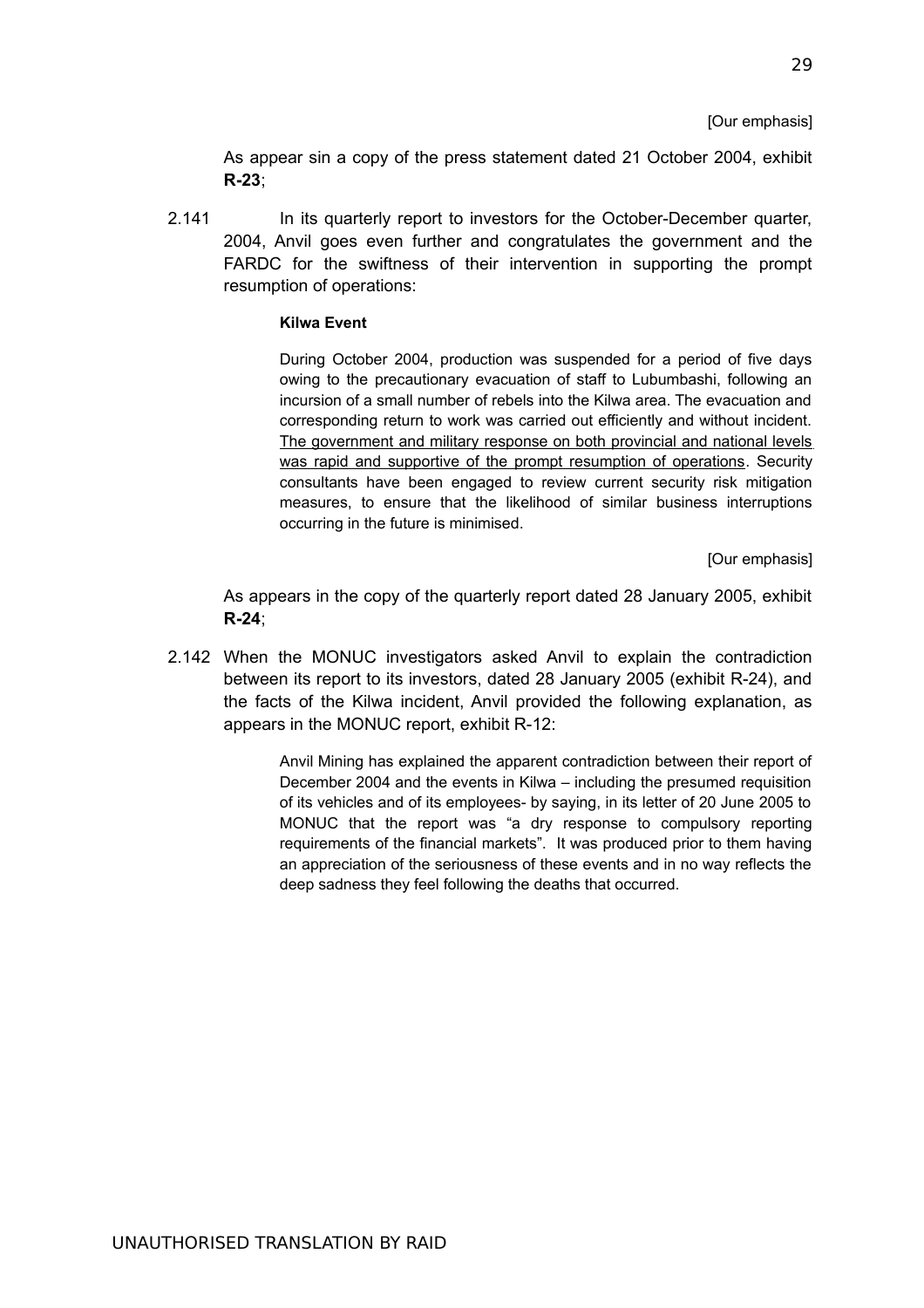[Our emphasis]

As appear sin a copy of the press statement dated 21 October 2004, exhibit **R-23**;

2.141 In its quarterly report to investors for the October-December quarter, 2004, Anvil goes even further and congratulates the government and the FARDC for the swiftness of their intervention in supporting the prompt resumption of operations:

> **Kilwa Event**
>
> During October 2004, production was suspended for a period of five days owing to the precautionary evacuation of staff to Lubumbashi, following an incursion of a small number of rebels into the Kilwa area. The evacuation and corresponding return to work was carried out efficiently and without incident. <u>The government and military response on both provincial and national levels was rapid and supportive of the prompt resumption of operations</u>. Security consultants have been engaged to review current security risk mitigation measures, to ensure that the likelihood of similar business interruptions occurring in the future is minimised.
>
> [Our emphasis]

As appears in the copy of the quarterly report dated 28 January 2005, exhibit **R-24**;

2.142 When the MONUC investigators asked Anvil to explain the contradiction between its report to its investors, dated 28 January 2005 (exhibit R-24), and the facts of the Kilwa incident, Anvil provided the following explanation, as appears in the MONUC report, exhibit R-12:

> Anvil Mining has explained the apparent contradiction between their report of December 2004 and the events in Kilwa – including the presumed requisition of its vehicles and of its employees- by saying, in its letter of 20 June 2005 to MONUC that the report was “a dry response to compulsory reporting requirements of the financial markets”. It was produced prior to them having an appreciation of the seriousness of these events and in no way reflects the deep sadness they feel following the deaths that occurred.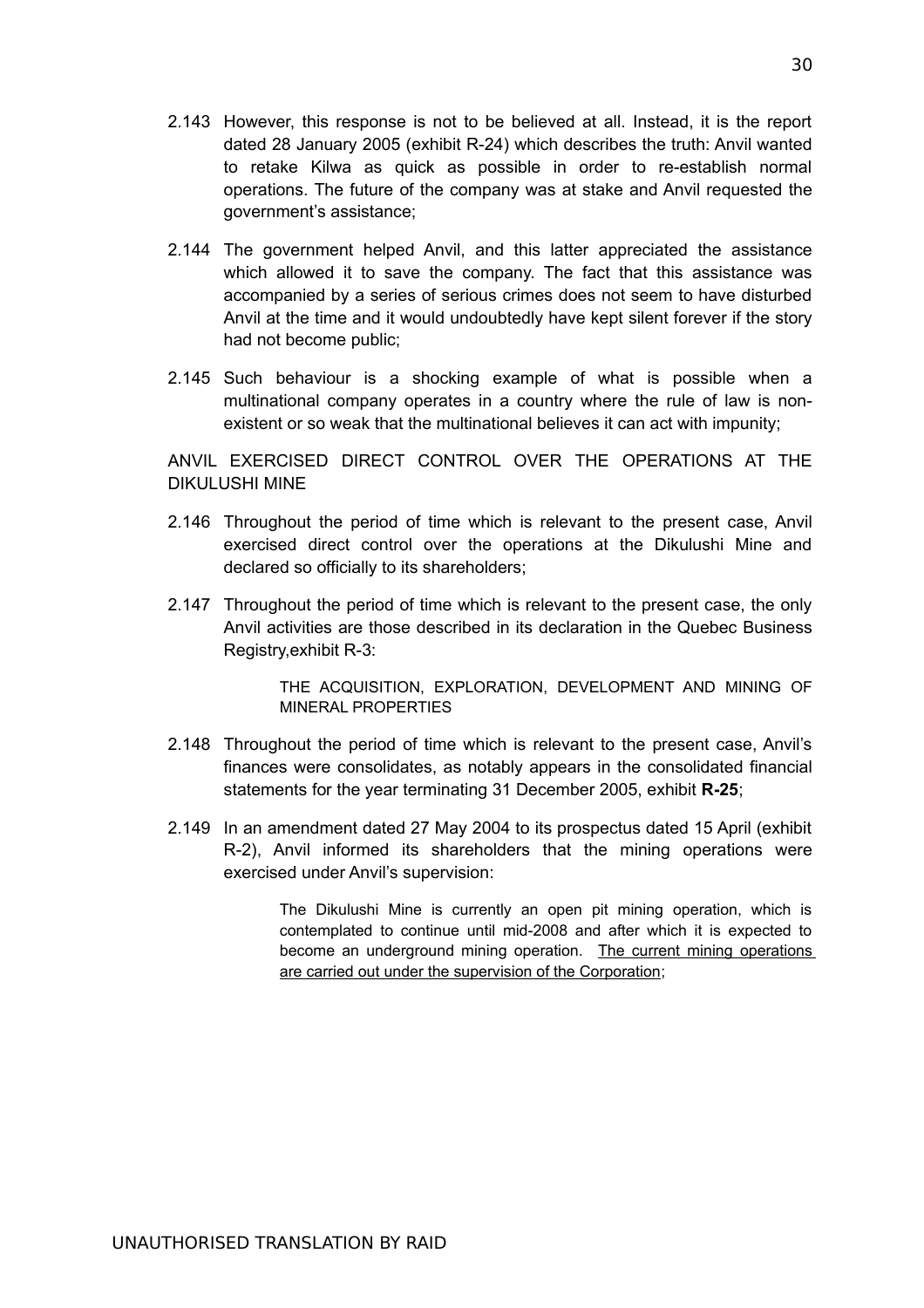2.143 However, this response is not to be believed at all. Instead, it is the report dated 28 January 2005 (exhibit R-24) which describes the truth: Anvil wanted to retake Kilwa as quick as possible in order to re-establish normal operations. The future of the company was at stake and Anvil requested the government's assistance;

2.144 The government helped Anvil, and this latter appreciated the assistance which allowed it to save the company. The fact that this assistance was accompanied by a series of serious crimes does not seem to have disturbed Anvil at the time and it would undoubtedly have kept silent forever if the story had not become public;

2.145 Such behaviour is a shocking example of what is possible when a multinational company operates in a country where the rule of law is non-existent or so weak that the multinational believes it can act with impunity;

ANVIL EXERCISED DIRECT CONTROL OVER THE OPERATIONS AT THE DIKULUSHI MINE

2.146 Throughout the period of time which is relevant to the present case, Anvil exercised direct control over the operations at the Dikulushi Mine and declared so officially to its shareholders;

2.147 Throughout the period of time which is relevant to the present case, the only Anvil activities are those described in its declaration in the Quebec Business Registry,exhibit R-3:

> THE ACQUISITION, EXPLORATION, DEVELOPMENT AND MINING OF MINERAL PROPERTIES

2.148 Throughout the period of time which is relevant to the present case, Anvil's finances were consolidates, as notably appears in the consolidated financial statements for the year terminating 31 December 2005, exhibit **R-25**;

2.149 In an amendment dated 27 May 2004 to its prospectus dated 15 April (exhibit R-2), Anvil informed its shareholders that the mining operations were exercised under Anvil's supervision:

> The Dikulushi Mine is currently an open pit mining operation, which is contemplated to continue until mid-2008 and after which it is expected to become an underground mining operation. <u>The current mining operations are carried out under the supervision of the Corporation</u>;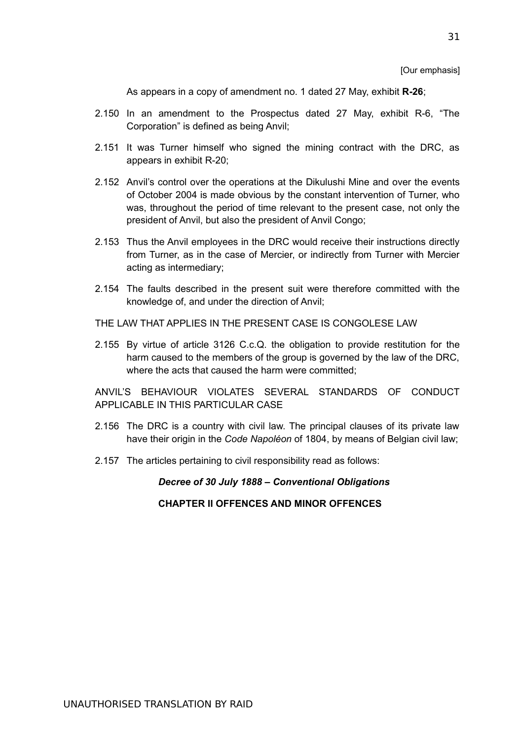[Our emphasis]

As appears in a copy of amendment no. 1 dated 27 May, exhibit **R-26**;

2.150 In an amendment to the Prospectus dated 27 May, exhibit R-6, “The Corporation” is defined as being Anvil;

2.151 It was Turner himself who signed the mining contract with the DRC, as appears in exhibit R-20;

2.152 Anvil’s control over the operations at the Dikulushi Mine and over the events of October 2004 is made obvious by the constant intervention of Turner, who was, throughout the period of time relevant to the present case, not only the president of Anvil, but also the president of Anvil Congo;

2.153 Thus the Anvil employees in the DRC would receive their instructions directly from Turner, as in the case of Mercier, or indirectly from Turner with Mercier acting as intermediary;

2.154 The faults described in the present suit were therefore committed with the knowledge of, and under the direction of Anvil;

THE LAW THAT APPLIES IN THE PRESENT CASE IS CONGOLESE LAW

2.155 By virtue of article 3126 C.c.Q. the obligation to provide restitution for the harm caused to the members of the group is governed by the law of the DRC, where the acts that caused the harm were committed;

ANVIL’S BEHAVIOUR VIOLATES SEVERAL STANDARDS OF CONDUCT APPLICABLE IN THIS PARTICULAR CASE

2.156 The DRC is a country with civil law. The principal clauses of its private law have their origin in the *Code Napoléon* of 1804, by means of Belgian civil law;

2.157 The articles pertaining to civil responsibility read as follows:

***Decree of 30 July 1888 – Conventional Obligations***

**CHAPTER II OFFENCES AND MINOR OFFENCES**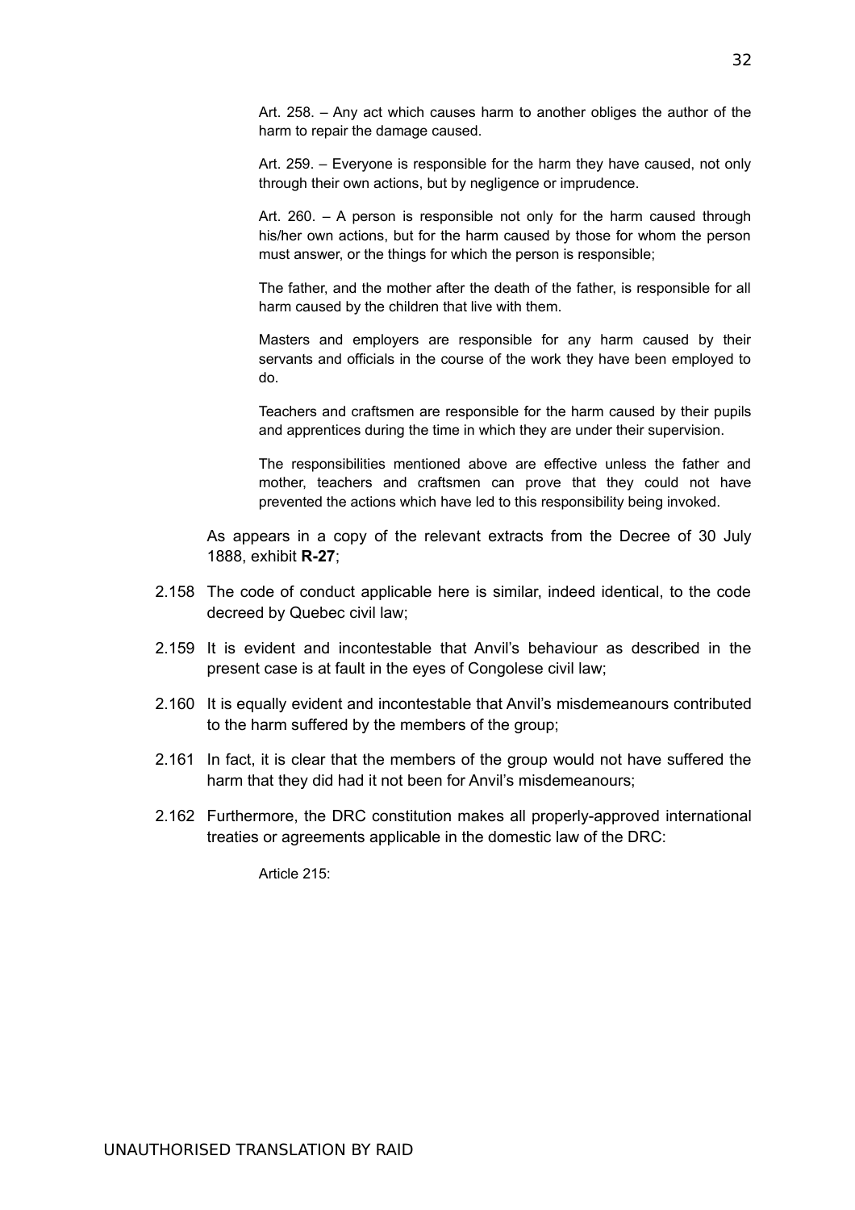> Art. 258. – Any act which causes harm to another obliges the author of the harm to repair the damage caused.
>
> Art. 259. – Everyone is responsible for the harm they have caused, not only through their own actions, but by negligence or imprudence.
>
> Art. 260. – A person is responsible not only for the harm caused through his/her own actions, but for the harm caused by those for whom the person must answer, or the things for which the person is responsible;
>
> The father, and the mother after the death of the father, is responsible for all harm caused by the children that live with them.
>
> Masters and employers are responsible for any harm caused by their servants and officials in the course of the work they have been employed to do.
>
> Teachers and craftsmen are responsible for the harm caused by their pupils and apprentices during the time in which they are under their supervision.
>
> The responsibilities mentioned above are effective unless the father and mother, teachers and craftsmen can prove that they could not have prevented the actions which have led to this responsibility being invoked.

As appears in a copy of the relevant extracts from the Decree of 30 July 1888, exhibit **R-27**;

2.158 The code of conduct applicable here is similar, indeed identical, to the code decreed by Quebec civil law;

2.159 It is evident and incontestable that Anvil's behaviour as described in the present case is at fault in the eyes of Congolese civil law;

2.160 It is equally evident and incontestable that Anvil's misdemeanours contributed to the harm suffered by the members of the group;

2.161 In fact, it is clear that the members of the group would not have suffered the harm that they did had it not been for Anvil's misdemeanours;

2.162 Furthermore, the DRC constitution makes all properly-approved international treaties or agreements applicable in the domestic law of the DRC:

> Article 215:

UNAUTHORISED TRANSLATION BY RAID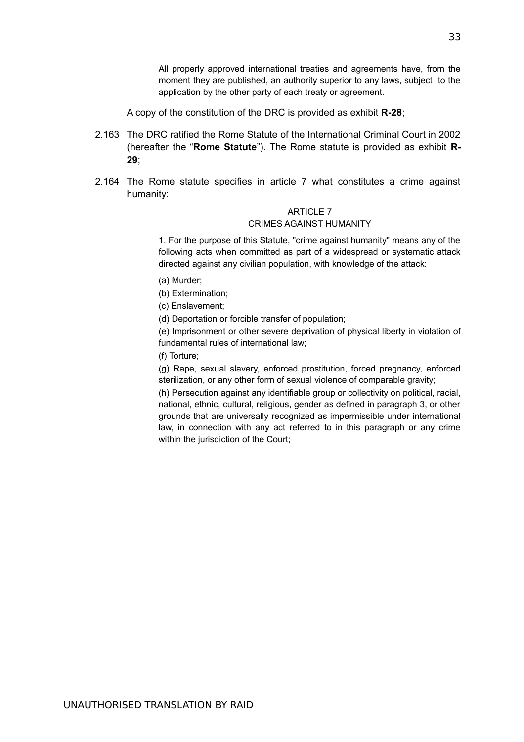> All properly approved international treaties and agreements have, from the moment they are published, an authority superior to any laws, subject to the application by the other party of each treaty or agreement.

A copy of the constitution of the DRC is provided as exhibit **R-28**;

2.163 The DRC ratified the Rome Statute of the International Criminal Court in 2002 (hereafter the "**Rome Statute**"). The Rome statute is provided as exhibit **R-29**;

2.164 The Rome statute specifies in article 7 what constitutes a crime against humanity:

> ARTICLE 7
> CRIMES AGAINST HUMANITY
>
> 1. For the purpose of this Statute, "crime against humanity" means any of the following acts when committed as part of a widespread or systematic attack directed against any civilian population, with knowledge of the attack:
>
> (a) Murder;
>
> (b) Extermination;
>
> (c) Enslavement;
>
> (d) Deportation or forcible transfer of population;
>
> (e) Imprisonment or other severe deprivation of physical liberty in violation of fundamental rules of international law;
>
> (f) Torture;
>
> (g) Rape, sexual slavery, enforced prostitution, forced pregnancy, enforced sterilization, or any other form of sexual violence of comparable gravity;
>
> (h) Persecution against any identifiable group or collectivity on political, racial, national, ethnic, cultural, religious, gender as defined in paragraph 3, or other grounds that are universally recognized as impermissible under international law, in connection with any act referred to in this paragraph or any crime within the jurisdiction of the Court;

UNAUTHORISED TRANSLATION BY RAID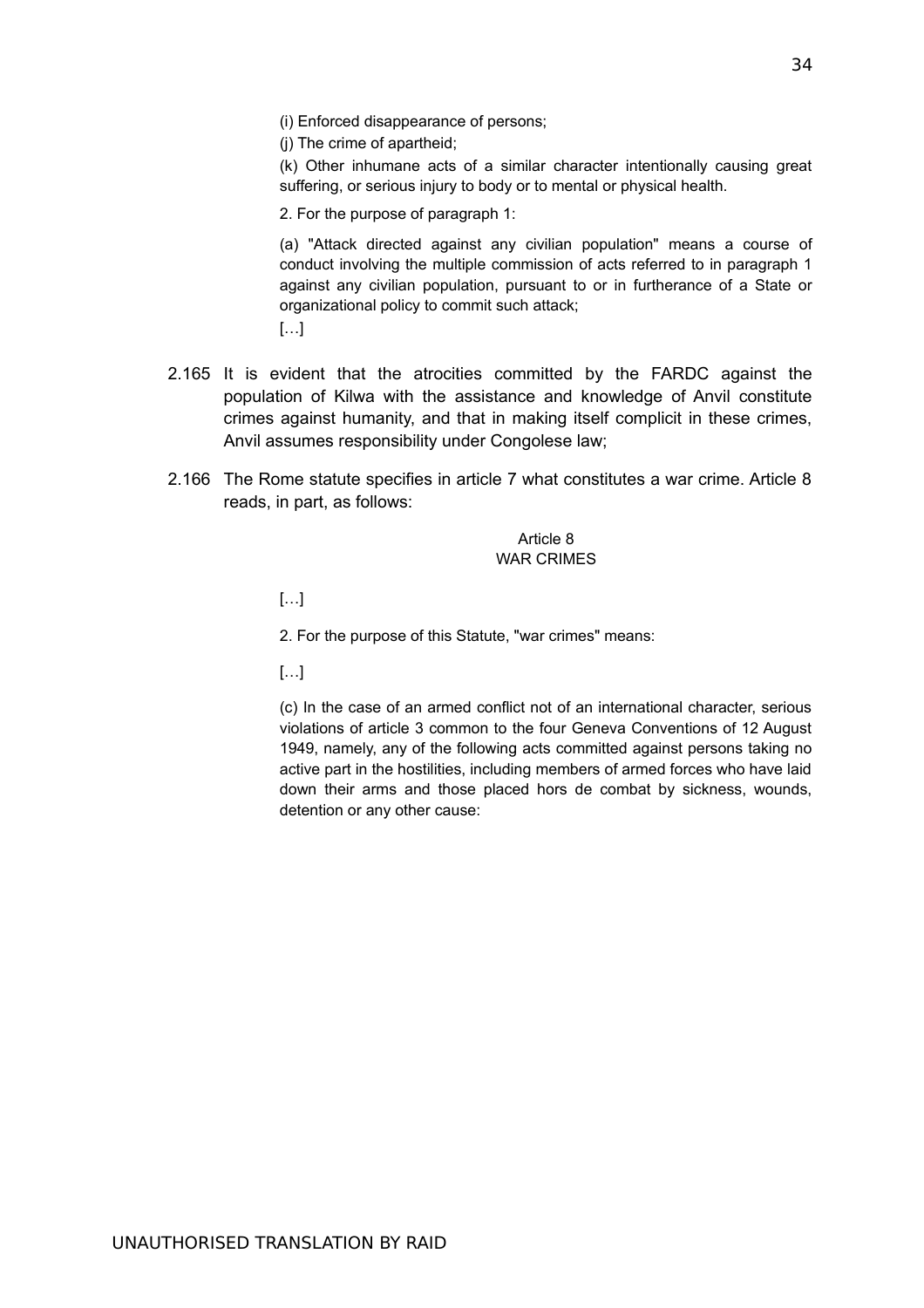(i) Enforced disappearance of persons;

(j) The crime of apartheid;

(k) Other inhumane acts of a similar character intentionally causing great suffering, or serious injury to body or to mental or physical health.

2. For the purpose of paragraph 1:

(a) "Attack directed against any civilian population" means a course of conduct involving the multiple commission of acts referred to in paragraph 1 against any civilian population, pursuant to or in furtherance of a State or organizational policy to commit such attack;

[…]

2.165 It is evident that the atrocities committed by the FARDC against the population of Kilwa with the assistance and knowledge of Anvil constitute crimes against humanity, and that in making itself complicit in these crimes, Anvil assumes responsibility under Congolese law;

2.166 The Rome statute specifies in article 7 what constitutes a war crime. Article 8 reads, in part, as follows:

Article 8
WAR CRIMES

[…]

2. For the purpose of this Statute, "war crimes" means:

[…]

(c) In the case of an armed conflict not of an international character, serious violations of article 3 common to the four Geneva Conventions of 12 August 1949, namely, any of the following acts committed against persons taking no active part in the hostilities, including members of armed forces who have laid down their arms and those placed hors de combat by sickness, wounds, detention or any other cause:

UNAUTHORISED TRANSLATION BY RAID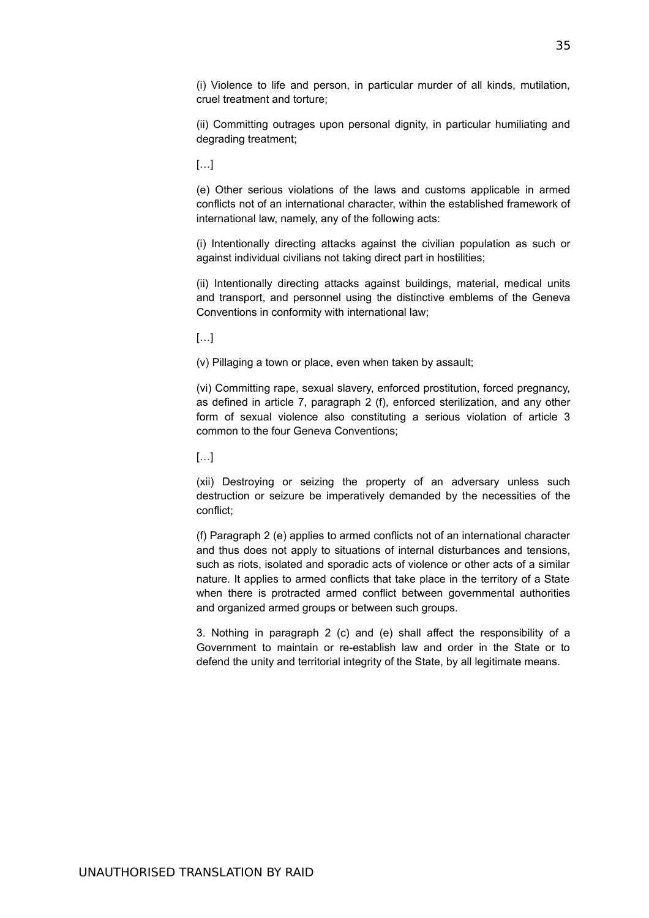(i) Violence to life and person, in particular murder of all kinds, mutilation, cruel treatment and torture;

(ii) Committing outrages upon personal dignity, in particular humiliating and degrading treatment;

[…]

(e) Other serious violations of the laws and customs applicable in armed conflicts not of an international character, within the established framework of international law, namely, any of the following acts:

(i) Intentionally directing attacks against the civilian population as such or against individual civilians not taking direct part in hostilities;

(ii) Intentionally directing attacks against buildings, material, medical units and transport, and personnel using the distinctive emblems of the Geneva Conventions in conformity with international law;

[…]

(v) Pillaging a town or place, even when taken by assault;

(vi) Committing rape, sexual slavery, enforced prostitution, forced pregnancy, as defined in article 7, paragraph 2 (f), enforced sterilization, and any other form of sexual violence also constituting a serious violation of article 3 common to the four Geneva Conventions;

[…]

(xii) Destroying or seizing the property of an adversary unless such destruction or seizure be imperatively demanded by the necessities of the conflict;

(f) Paragraph 2 (e) applies to armed conflicts not of an international character and thus does not apply to situations of internal disturbances and tensions, such as riots, isolated and sporadic acts of violence or other acts of a similar nature. It applies to armed conflicts that take place in the territory of a State when there is protracted armed conflict between governmental authorities and organized armed groups or between such groups.

3. Nothing in paragraph 2 (c) and (e) shall affect the responsibility of a Government to maintain or re-establish law and order in the State or to defend the unity and territorial integrity of the State, by all legitimate means.

UNAUTHORISED TRANSLATION BY RAID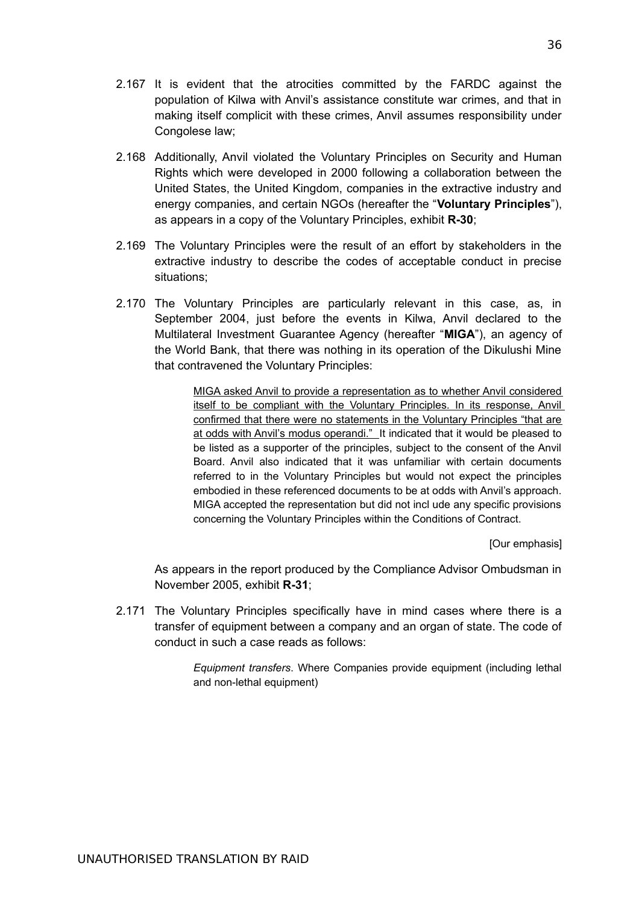2.167 It is evident that the atrocities committed by the FARDC against the population of Kilwa with Anvil's assistance constitute war crimes, and that in making itself complicit with these crimes, Anvil assumes responsibility under Congolese law;

2.168 Additionally, Anvil violated the Voluntary Principles on Security and Human Rights which were developed in 2000 following a collaboration between the United States, the United Kingdom, companies in the extractive industry and energy companies, and certain NGOs (hereafter the "**Voluntary Principles**"), as appears in a copy of the Voluntary Principles, exhibit **R-30**;

2.169 The Voluntary Principles were the result of an effort by stakeholders in the extractive industry to describe the codes of acceptable conduct in precise situations;

2.170 The Voluntary Principles are particularly relevant in this case, as, in September 2004, just before the events in Kilwa, Anvil declared to the Multilateral Investment Guarantee Agency (hereafter "**MIGA**"), an agency of the World Bank, that there was nothing in its operation of the Dikulushi Mine that contravened the Voluntary Principles:

> <u>MIGA asked Anvil to provide a representation as to whether Anvil considered itself to be compliant with the Voluntary Principles. In its response, Anvil confirmed that there were no statements in the Voluntary Principles "that are at odds with Anvil's modus operandi."</u> It indicated that it would be pleased to be listed as a supporter of the principles, subject to the consent of the Anvil Board. Anvil also indicated that it was unfamiliar with certain documents referred to in the Voluntary Principles but would not expect the principles embodied in these referenced documents to be at odds with Anvil's approach. MIGA accepted the representation but did not incl ude any specific provisions concerning the Voluntary Principles within the Conditions of Contract.
>
> [Our emphasis]

As appears in the report produced by the Compliance Advisor Ombudsman in November 2005, exhibit **R-31**;

2.171 The Voluntary Principles specifically have in mind cases where there is a transfer of equipment between a company and an organ of state. The code of conduct in such a case reads as follows:

> *Equipment transfers*. Where Companies provide equipment (including lethal and non-lethal equipment)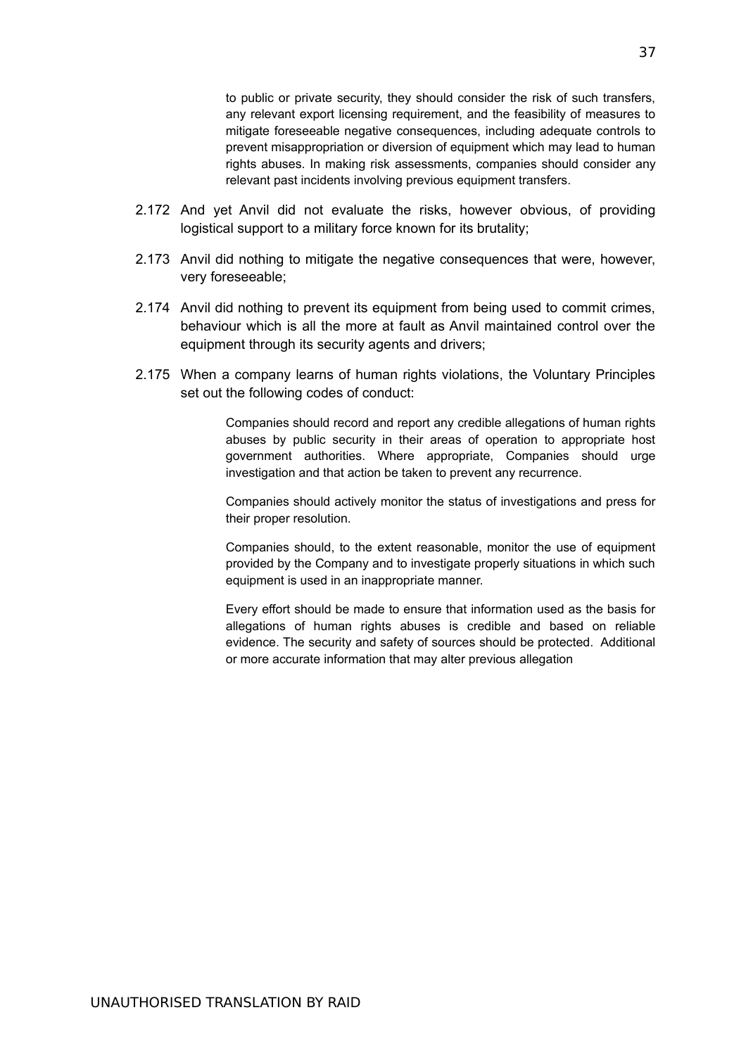> to public or private security, they should consider the risk of such transfers, any relevant export licensing requirement, and the feasibility of measures to mitigate foreseeable negative consequences, including adequate controls to prevent misappropriation or diversion of equipment which may lead to human rights abuses. In making risk assessments, companies should consider any relevant past incidents involving previous equipment transfers.

2.172 And yet Anvil did not evaluate the risks, however obvious, of providing logistical support to a military force known for its brutality;

2.173 Anvil did nothing to mitigate the negative consequences that were, however, very foreseeable;

2.174 Anvil did nothing to prevent its equipment from being used to commit crimes, behaviour which is all the more at fault as Anvil maintained control over the equipment through its security agents and drivers;

2.175 When a company learns of human rights violations, the Voluntary Principles set out the following codes of conduct:

> Companies should record and report any credible allegations of human rights abuses by public security in their areas of operation to appropriate host government authorities. Where appropriate, Companies should urge investigation and that action be taken to prevent any recurrence.
>
> Companies should actively monitor the status of investigations and press for their proper resolution.
>
> Companies should, to the extent reasonable, monitor the use of equipment provided by the Company and to investigate properly situations in which such equipment is used in an inappropriate manner.
>
> Every effort should be made to ensure that information used as the basis for allegations of human rights abuses is credible and based on reliable evidence. The security and safety of sources should be protected. Additional or more accurate information that may alter previous allegation

UNAUTHORISED TRANSLATION BY RAID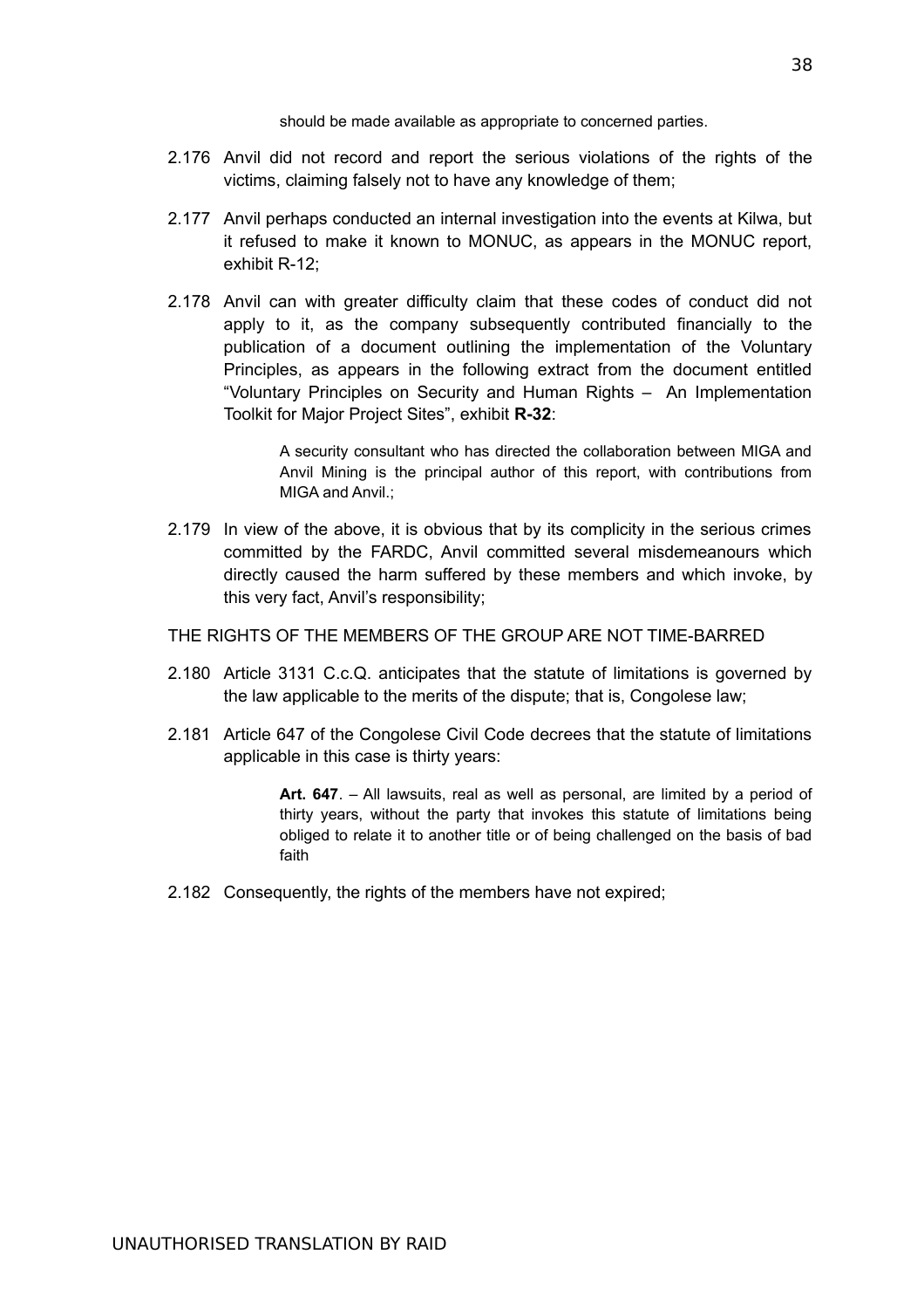should be made available as appropriate to concerned parties.

2.176 Anvil did not record and report the serious violations of the rights of the victims, claiming falsely not to have any knowledge of them;

2.177 Anvil perhaps conducted an internal investigation into the events at Kilwa, but it refused to make it known to MONUC, as appears in the MONUC report, exhibit R-12;

2.178 Anvil can with greater difficulty claim that these codes of conduct did not apply to it, as the company subsequently contributed financially to the publication of a document outlining the implementation of the Voluntary Principles, as appears in the following extract from the document entitled "Voluntary Principles on Security and Human Rights – An Implementation Toolkit for Major Project Sites", exhibit **R-32**:

> A security consultant who has directed the collaboration between MIGA and Anvil Mining is the principal author of this report, with contributions from MIGA and Anvil.;

2.179 In view of the above, it is obvious that by its complicity in the serious crimes committed by the FARDC, Anvil committed several misdemeanours which directly caused the harm suffered by these members and which invoke, by this very fact, Anvil's responsibility;

THE RIGHTS OF THE MEMBERS OF THE GROUP ARE NOT TIME-BARRED

2.180 Article 3131 C.c.Q. anticipates that the statute of limitations is governed by the law applicable to the merits of the dispute; that is, Congolese law;

2.181 Article 647 of the Congolese Civil Code decrees that the statute of limitations applicable in this case is thirty years:

> **Art. 647**. – All lawsuits, real as well as personal, are limited by a period of thirty years, without the party that invokes this statute of limitations being obliged to relate it to another title or of being challenged on the basis of bad faith

2.182 Consequently, the rights of the members have not expired;

UNAUTHORISED TRANSLATION BY RAID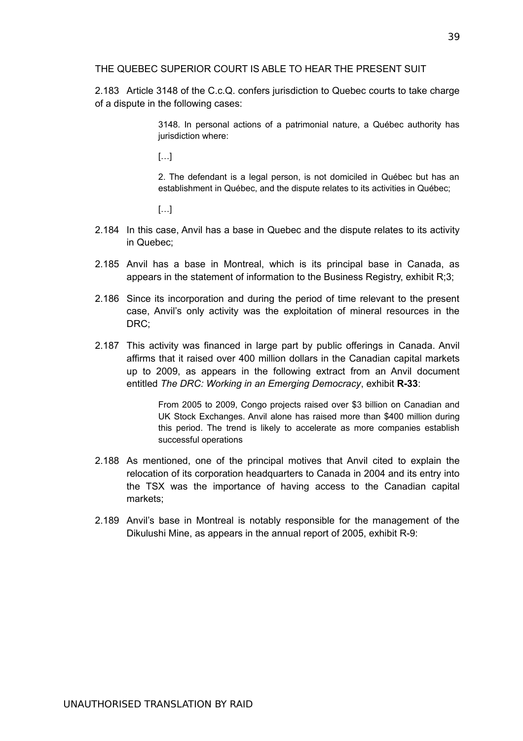THE QUEBEC SUPERIOR COURT IS ABLE TO HEAR THE PRESENT SUIT

2.183 Article 3148 of the C.c.Q. confers jurisdiction to Quebec courts to take charge of a dispute in the following cases:

> 3148. In personal actions of a patrimonial nature, a Québec authority has jurisdiction where:
>
> […]
>
> 2. The defendant is a legal person, is not domiciled in Québec but has an establishment in Québec, and the dispute relates to its activities in Québec;
>
> […]

2.184 In this case, Anvil has a base in Quebec and the dispute relates to its activity in Quebec;

2.185 Anvil has a base in Montreal, which is its principal base in Canada, as appears in the statement of information to the Business Registry, exhibit R;3;

2.186 Since its incorporation and during the period of time relevant to the present case, Anvil's only activity was the exploitation of mineral resources in the DRC;

2.187 This activity was financed in large part by public offerings in Canada. Anvil affirms that it raised over 400 million dollars in the Canadian capital markets up to 2009, as appears in the following extract from an Anvil document entitled *The DRC: Working in an Emerging Democracy*, exhibit **R-33**:

> From 2005 to 2009, Congo projects raised over $3 billion on Canadian and UK Stock Exchanges. Anvil alone has raised more than $400 million during this period. The trend is likely to accelerate as more companies establish successful operations

2.188 As mentioned, one of the principal motives that Anvil cited to explain the relocation of its corporation headquarters to Canada in 2004 and its entry into the TSX was the importance of having access to the Canadian capital markets;

2.189 Anvil's base in Montreal is notably responsible for the management of the Dikulushi Mine, as appears in the annual report of 2005, exhibit R-9:

UNAUTHORISED TRANSLATION BY RAID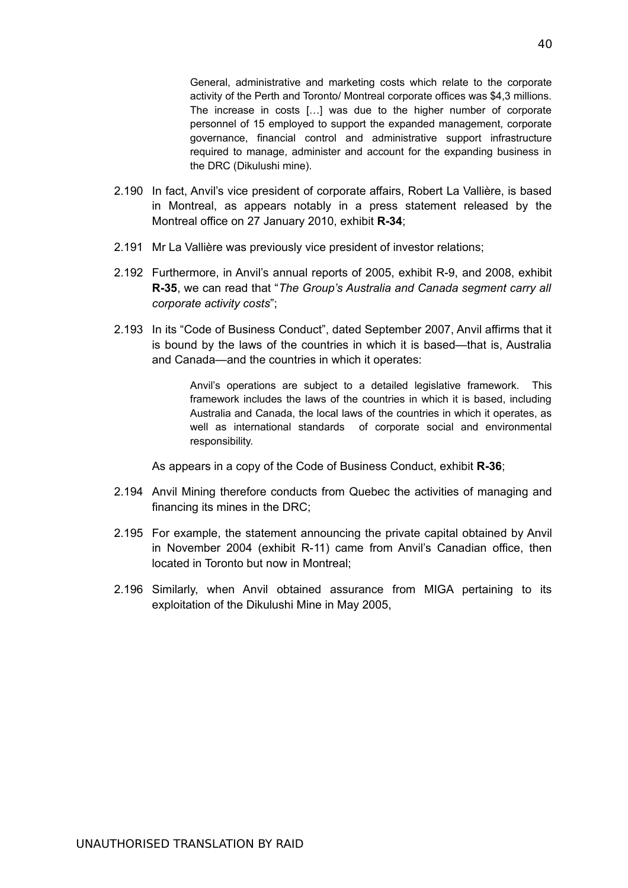> General, administrative and marketing costs which relate to the corporate activity of the Perth and Toronto/ Montreal corporate offices was $4,3 millions. The increase in costs […] was due to the higher number of corporate personnel of 15 employed to support the expanded management, corporate governance, financial control and administrative support infrastructure required to manage, administer and account for the expanding business in the DRC (Dikulushi mine).

2.190 In fact, Anvil's vice president of corporate affairs, Robert La Vallière, is based in Montreal, as appears notably in a press statement released by the Montreal office on 27 January 2010, exhibit **R-34**;

2.191 Mr La Vallière was previously vice president of investor relations;

2.192 Furthermore, in Anvil's annual reports of 2005, exhibit R-9, and 2008, exhibit **R-35**, we can read that "*The Group's Australia and Canada segment carry all corporate activity costs*";

2.193 In its "Code of Business Conduct", dated September 2007, Anvil affirms that it is bound by the laws of the countries in which it is based—that is, Australia and Canada—and the countries in which it operates:

> Anvil's operations are subject to a detailed legislative framework. This framework includes the laws of the countries in which it is based, including Australia and Canada, the local laws of the countries in which it operates, as well as international standards of corporate social and environmental responsibility.

As appears in a copy of the Code of Business Conduct, exhibit **R-36**;

2.194 Anvil Mining therefore conducts from Quebec the activities of managing and financing its mines in the DRC;

2.195 For example, the statement announcing the private capital obtained by Anvil in November 2004 (exhibit R-11) came from Anvil's Canadian office, then located in Toronto but now in Montreal;

2.196 Similarly, when Anvil obtained assurance from MIGA pertaining to its exploitation of the Dikulushi Mine in May 2005,

UNAUTHORISED TRANSLATION BY RAID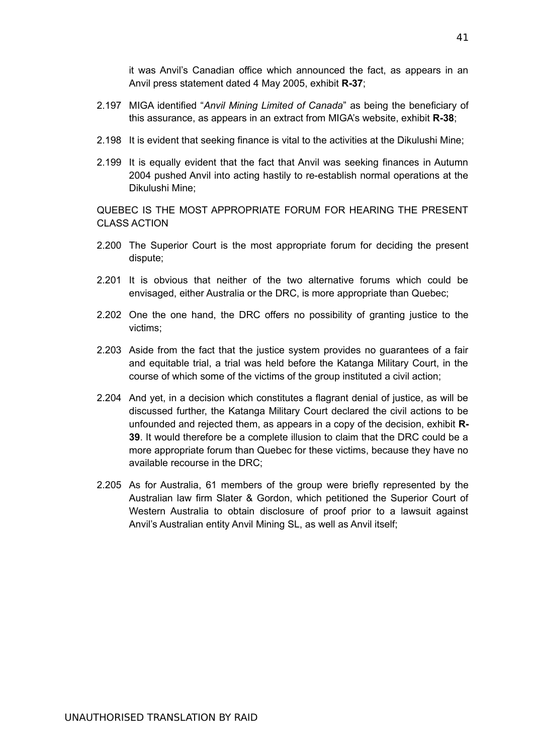it was Anvil's Canadian office which announced the fact, as appears in an Anvil press statement dated 4 May 2005, exhibit **R-37**;

2.197 MIGA identified "*Anvil Mining Limited of Canada*" as being the beneficiary of this assurance, as appears in an extract from MIGA's website, exhibit **R-38**;

2.198 It is evident that seeking finance is vital to the activities at the Dikulushi Mine;

2.199 It is equally evident that the fact that Anvil was seeking finances in Autumn 2004 pushed Anvil into acting hastily to re-establish normal operations at the Dikulushi Mine;

QUEBEC IS THE MOST APPROPRIATE FORUM FOR HEARING THE PRESENT CLASS ACTION

2.200 The Superior Court is the most appropriate forum for deciding the present dispute;

2.201 It is obvious that neither of the two alternative forums which could be envisaged, either Australia or the DRC, is more appropriate than Quebec;

2.202 One the one hand, the DRC offers no possibility of granting justice to the victims;

2.203 Aside from the fact that the justice system provides no guarantees of a fair and equitable trial, a trial was held before the Katanga Military Court, in the course of which some of the victims of the group instituted a civil action;

2.204 And yet, in a decision which constitutes a flagrant denial of justice, as will be discussed further, the Katanga Military Court declared the civil actions to be unfounded and rejected them, as appears in a copy of the decision, exhibit **R-39**. It would therefore be a complete illusion to claim that the DRC could be a more appropriate forum than Quebec for these victims, because they have no available recourse in the DRC;

2.205 As for Australia, 61 members of the group were briefly represented by the Australian law firm Slater & Gordon, which petitioned the Superior Court of Western Australia to obtain disclosure of proof prior to a lawsuit against Anvil's Australian entity Anvil Mining SL, as well as Anvil itself;

UNAUTHORISED TRANSLATION BY RAID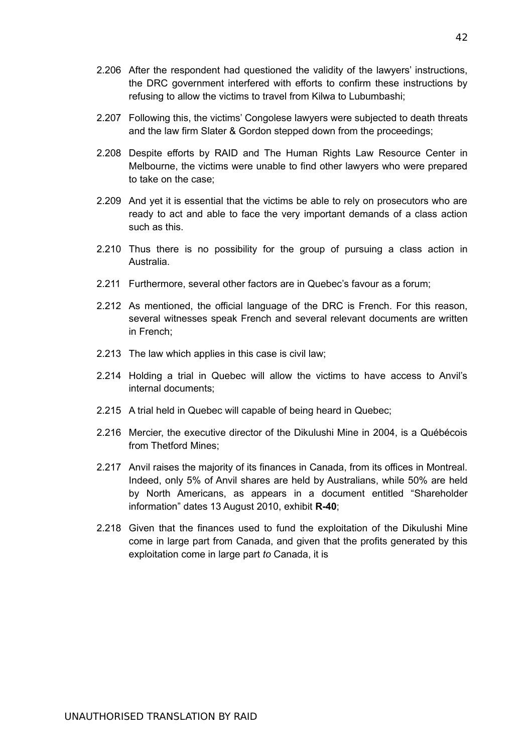2.206 After the respondent had questioned the validity of the lawyers' instructions, the DRC government interfered with efforts to confirm these instructions by refusing to allow the victims to travel from Kilwa to Lubumbashi;

2.207 Following this, the victims' Congolese lawyers were subjected to death threats and the law firm Slater & Gordon stepped down from the proceedings;

2.208 Despite efforts by RAID and The Human Rights Law Resource Center in Melbourne, the victims were unable to find other lawyers who were prepared to take on the case;

2.209 And yet it is essential that the victims be able to rely on prosecutors who are ready to act and able to face the very important demands of a class action such as this.

2.210 Thus there is no possibility for the group of pursuing a class action in Australia.

2.211 Furthermore, several other factors are in Quebec's favour as a forum;

2.212 As mentioned, the official language of the DRC is French. For this reason, several witnesses speak French and several relevant documents are written in French;

2.213 The law which applies in this case is civil law;

2.214 Holding a trial in Quebec will allow the victims to have access to Anvil's internal documents;

2.215 A trial held in Quebec will capable of being heard in Quebec;

2.216 Mercier, the executive director of the Dikulushi Mine in 2004, is a Québécois from Thetford Mines;

2.217 Anvil raises the majority of its finances in Canada, from its offices in Montreal. Indeed, only 5% of Anvil shares are held by Australians, while 50% are held by North Americans, as appears in a document entitled "Shareholder information" dates 13 August 2010, exhibit **R-40**;

2.218 Given that the finances used to fund the exploitation of the Dikulushi Mine come in large part from Canada, and given that the profits generated by this exploitation come in large part *to* Canada, it is

UNAUTHORISED TRANSLATION BY RAID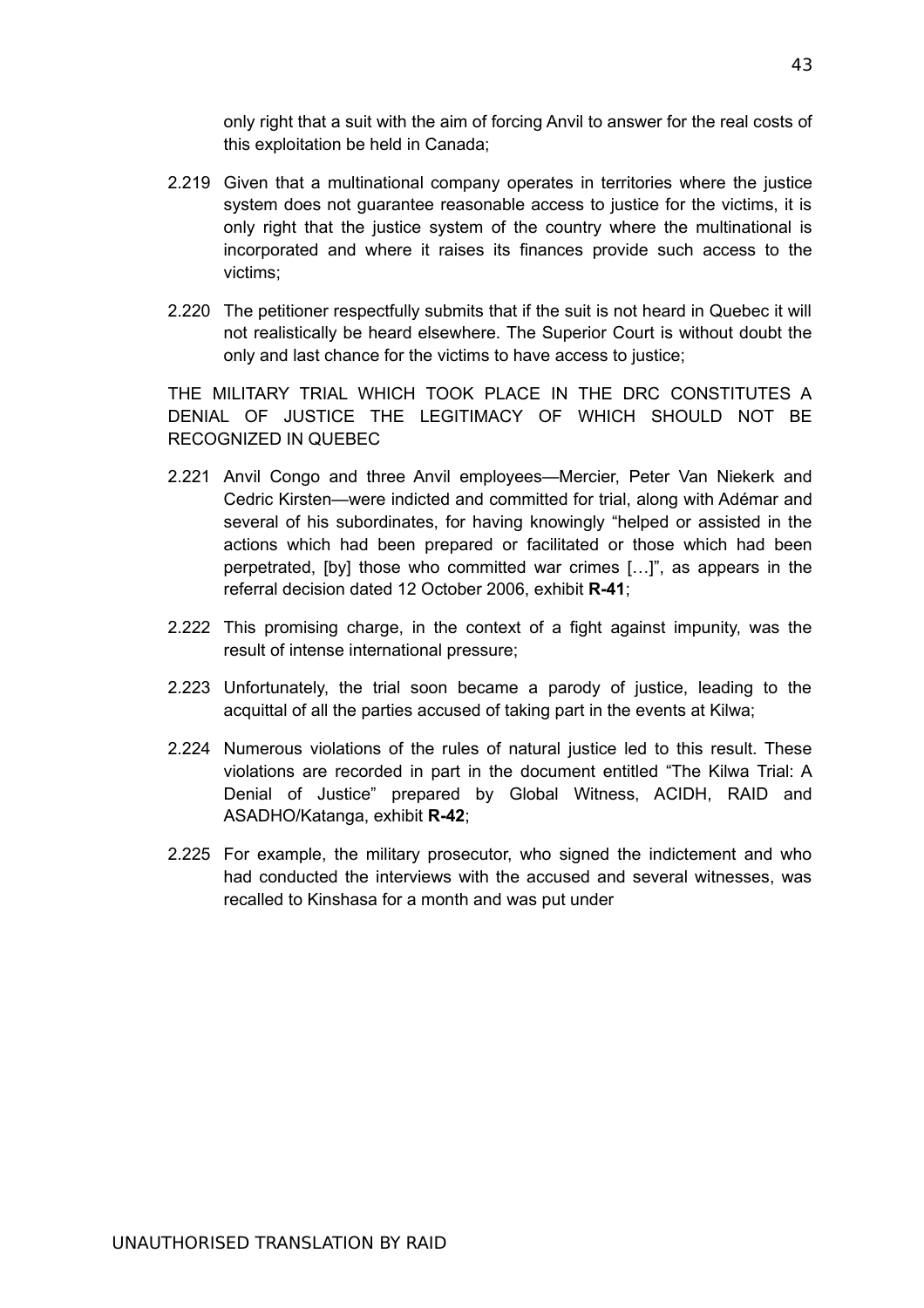only right that a suit with the aim of forcing Anvil to answer for the real costs of this exploitation be held in Canada;

2.219 Given that a multinational company operates in territories where the justice system does not guarantee reasonable access to justice for the victims, it is only right that the justice system of the country where the multinational is incorporated and where it raises its finances provide such access to the victims;

2.220 The petitioner respectfully submits that if the suit is not heard in Quebec it will not realistically be heard elsewhere. The Superior Court is without doubt the only and last chance for the victims to have access to justice;

THE MILITARY TRIAL WHICH TOOK PLACE IN THE DRC CONSTITUTES A DENIAL OF JUSTICE THE LEGITIMACY OF WHICH SHOULD NOT BE RECOGNIZED IN QUEBEC

2.221 Anvil Congo and three Anvil employees—Mercier, Peter Van Niekerk and Cedric Kirsten—were indicted and committed for trial, along with Adémar and several of his subordinates, for having knowingly "helped or assisted in the actions which had been prepared or facilitated or those which had been perpetrated, [by] those who committed war crimes […]", as appears in the referral decision dated 12 October 2006, exhibit **R-41**;

2.222 This promising charge, in the context of a fight against impunity, was the result of intense international pressure;

2.223 Unfortunately, the trial soon became a parody of justice, leading to the acquittal of all the parties accused of taking part in the events at Kilwa;

2.224 Numerous violations of the rules of natural justice led to this result. These violations are recorded in part in the document entitled "The Kilwa Trial: A Denial of Justice" prepared by Global Witness, ACIDH, RAID and ASADHO/Katanga, exhibit **R-42**;

2.225 For example, the military prosecutor, who signed the indictement and who had conducted the interviews with the accused and several witnesses, was recalled to Kinshasa for a month and was put under

UNAUTHORISED TRANSLATION BY RAID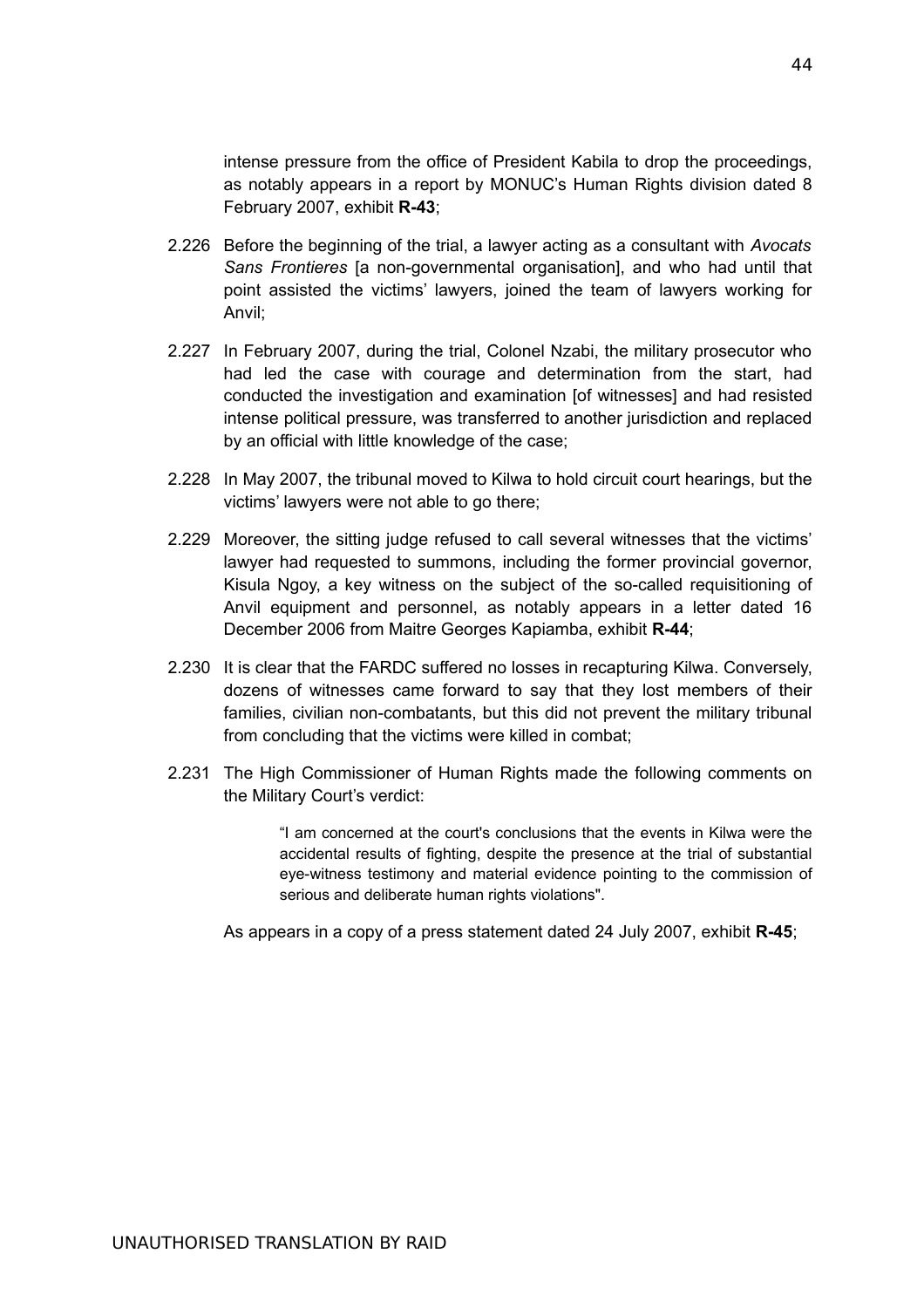intense pressure from the office of President Kabila to drop the proceedings, as notably appears in a report by MONUC's Human Rights division dated 8 February 2007, exhibit **R-43**;

2.226 Before the beginning of the trial, a lawyer acting as a consultant with *Avocats Sans Frontieres* [a non-governmental organisation], and who had until that point assisted the victims' lawyers, joined the team of lawyers working for Anvil;

2.227 In February 2007, during the trial, Colonel Nzabi, the military prosecutor who had led the case with courage and determination from the start, had conducted the investigation and examination [of witnesses] and had resisted intense political pressure, was transferred to another jurisdiction and replaced by an official with little knowledge of the case;

2.228 In May 2007, the tribunal moved to Kilwa to hold circuit court hearings, but the victims' lawyers were not able to go there;

2.229 Moreover, the sitting judge refused to call several witnesses that the victims' lawyer had requested to summons, including the former provincial governor, Kisula Ngoy, a key witness on the subject of the so-called requisitioning of Anvil equipment and personnel, as notably appears in a letter dated 16 December 2006 from Maitre Georges Kapiamba, exhibit **R-44**;

2.230 It is clear that the FARDC suffered no losses in recapturing Kilwa. Conversely, dozens of witnesses came forward to say that they lost members of their families, civilian non-combatants, but this did not prevent the military tribunal from concluding that the victims were killed in combat;

2.231 The High Commissioner of Human Rights made the following comments on the Military Court's verdict:

> "I am concerned at the court's conclusions that the events in Kilwa were the accidental results of fighting, despite the presence at the trial of substantial eye-witness testimony and material evidence pointing to the commission of serious and deliberate human rights violations".

As appears in a copy of a press statement dated 24 July 2007, exhibit **R-45**;

UNAUTHORISED TRANSLATION BY RAID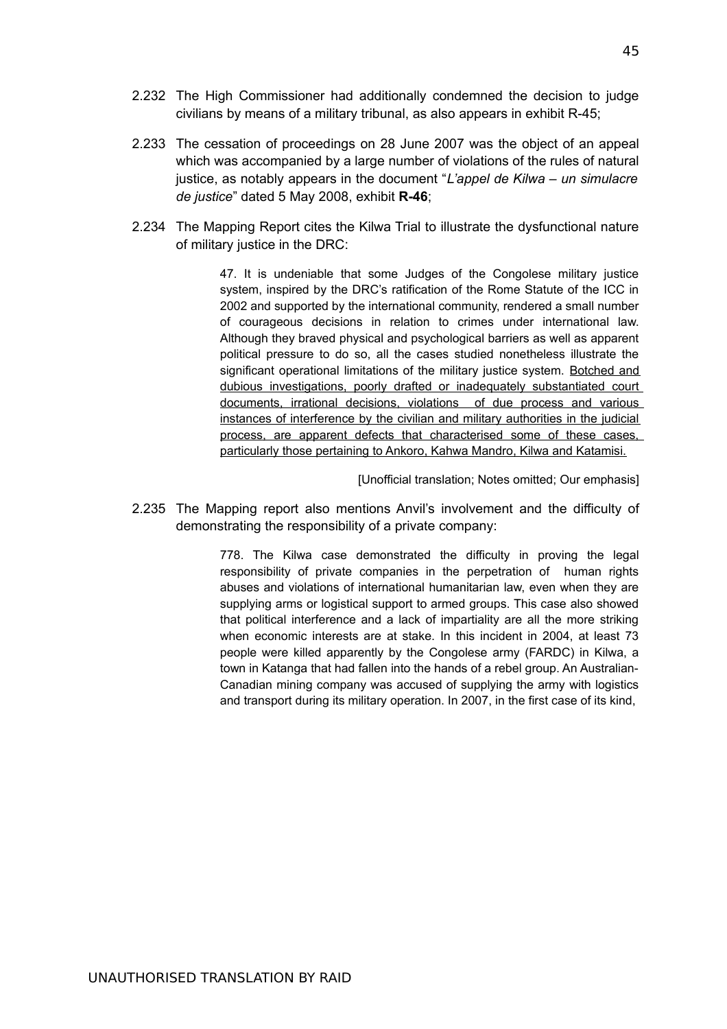2.232 The High Commissioner had additionally condemned the decision to judge civilians by means of a military tribunal, as also appears in exhibit R-45;

2.233 The cessation of proceedings on 28 June 2007 was the object of an appeal which was accompanied by a large number of violations of the rules of natural justice, as notably appears in the document "*L'appel de Kilwa – un simulacre de justice*" dated 5 May 2008, exhibit **R-46**;

2.234 The Mapping Report cites the Kilwa Trial to illustrate the dysfunctional nature of military justice in the DRC:

> 47. It is undeniable that some Judges of the Congolese military justice system, inspired by the DRC's ratification of the Rome Statute of the ICC in 2002 and supported by the international community, rendered a small number of courageous decisions in relation to crimes under international law. Although they braved physical and psychological barriers as well as apparent political pressure to do so, all the cases studied nonetheless illustrate the significant operational limitations of the military justice system. <u>Botched and dubious investigations, poorly drafted or inadequately substantiated court documents, irrational decisions, violations of due process and various instances of interference by the civilian and military authorities in the judicial process, are apparent defects that characterised some of these cases, particularly those pertaining to Ankoro, Kahwa Mandro, Kilwa and Katamisi.</u>
>
> [Unofficial translation; Notes omitted; Our emphasis]

2.235 The Mapping report also mentions Anvil's involvement and the difficulty of demonstrating the responsibility of a private company:

> 778. The Kilwa case demonstrated the difficulty in proving the legal responsibility of private companies in the perpetration of human rights abuses and violations of international humanitarian law, even when they are supplying arms or logistical support to armed groups. This case also showed that political interference and a lack of impartiality are all the more striking when economic interests are at stake. In this incident in 2004, at least 73 people were killed apparently by the Congolese army (FARDC) in Kilwa, a town in Katanga that had fallen into the hands of a rebel group. An Australian-Canadian mining company was accused of supplying the army with logistics and transport during its military operation. In 2007, in the first case of its kind,

UNAUTHORISED TRANSLATION BY RAID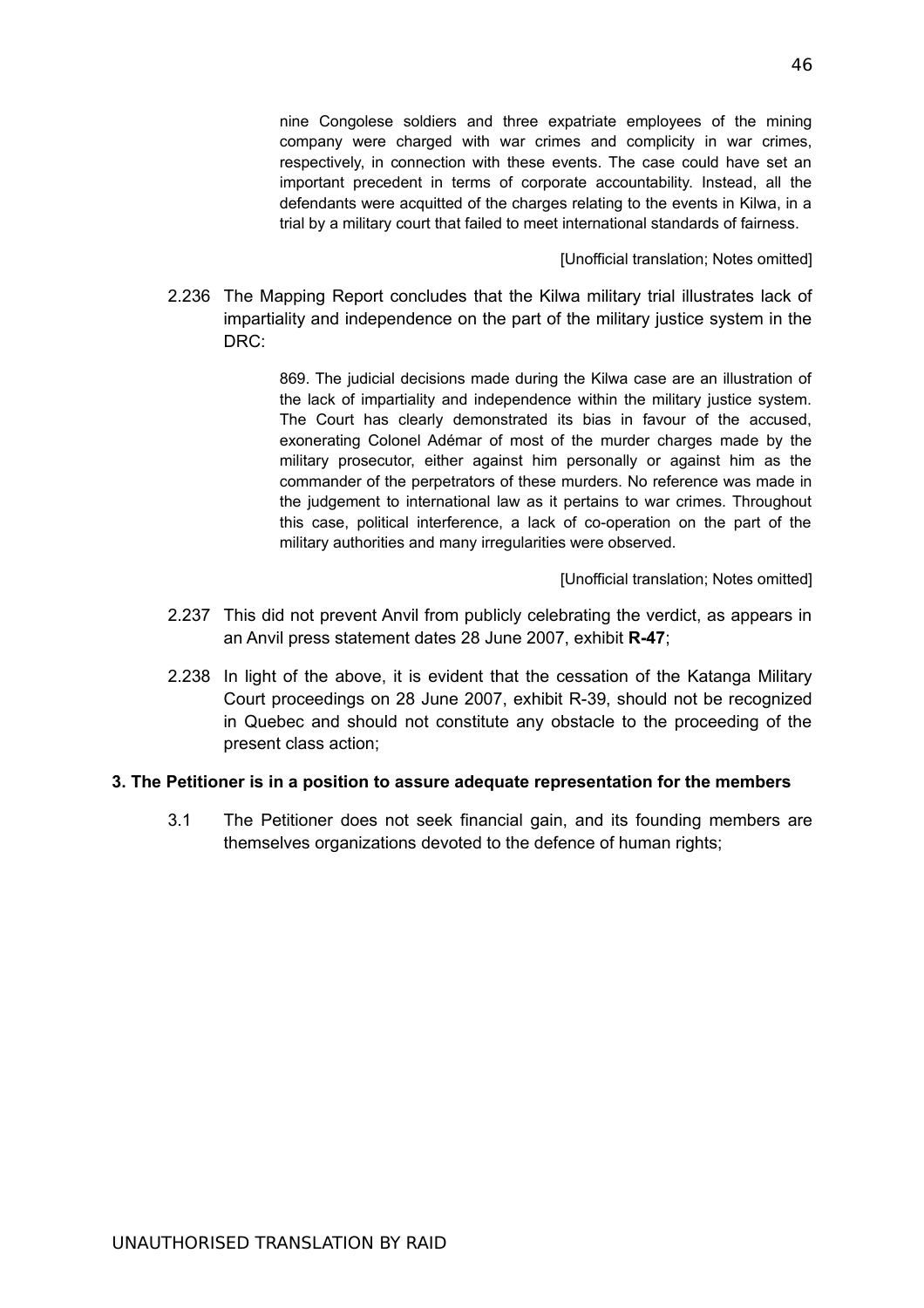> nine Congolese soldiers and three expatriate employees of the mining company were charged with war crimes and complicity in war crimes, respectively, in connection with these events. The case could have set an important precedent in terms of corporate accountability. Instead, all the defendants were acquitted of the charges relating to the events in Kilwa, in a trial by a military court that failed to meet international standards of fairness.
>
> [Unofficial translation; Notes omitted]

2.236 The Mapping Report concludes that the Kilwa military trial illustrates lack of impartiality and independence on the part of the military justice system in the DRC:

> 869. The judicial decisions made during the Kilwa case are an illustration of the lack of impartiality and independence within the military justice system. The Court has clearly demonstrated its bias in favour of the accused, exonerating Colonel Adémar of most of the murder charges made by the military prosecutor, either against him personally or against him as the commander of the perpetrators of these murders. No reference was made in the judgement to international law as it pertains to war crimes. Throughout this case, political interference, a lack of co-operation on the part of the military authorities and many irregularities were observed.
>
> [Unofficial translation; Notes omitted]

2.237 This did not prevent Anvil from publicly celebrating the verdict, as appears in an Anvil press statement dates 28 June 2007, exhibit **R-47**;

2.238 In light of the above, it is evident that the cessation of the Katanga Military Court proceedings on 28 June 2007, exhibit R-39, should not be recognized in Quebec and should not constitute any obstacle to the proceeding of the present class action;

**3. The Petitioner is in a position to assure adequate representation for the members**

3.1 The Petitioner does not seek financial gain, and its founding members are themselves organizations devoted to the defence of human rights;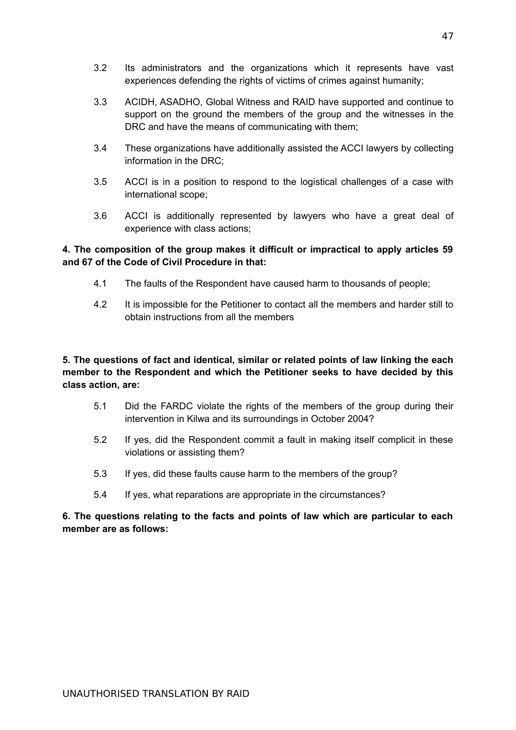3.2 Its administrators and the organizations which it represents have vast experiences defending the rights of victims of crimes against humanity;

3.3 ACIDH, ASADHO, Global Witness and RAID have supported and continue to support on the ground the members of the group and the witnesses in the DRC and have the means of communicating with them;

3.4 These organizations have additionally assisted the ACCI lawyers by collecting information in the DRC;

3.5 ACCI is in a position to respond to the logistical challenges of a case with international scope;

3.6 ACCI is additionally represented by lawyers who have a great deal of experience with class actions;

**4. The composition of the group makes it difficult or impractical to apply articles 59 and 67 of the Code of Civil Procedure in that:**

4.1 The faults of the Respondent have caused harm to thousands of people;

4.2 It is impossible for the Petitioner to contact all the members and harder still to obtain instructions from all the members

**5. The questions of fact and identical, similar or related points of law linking the each member to the Respondent and which the Petitioner seeks to have decided by this class action, are:**

5.1 Did the FARDC violate the rights of the members of the group during their intervention in Kilwa and its surroundings in October 2004?

5.2 If yes, did the Respondent commit a fault in making itself complicit in these violations or assisting them?

5.3 If yes, did these faults cause harm to the members of the group?

5.4 If yes, what reparations are appropriate in the circumstances?

**6. The questions relating to the facts and points of law which are particular to each member are as follows:**

UNAUTHORISED TRANSLATION BY RAID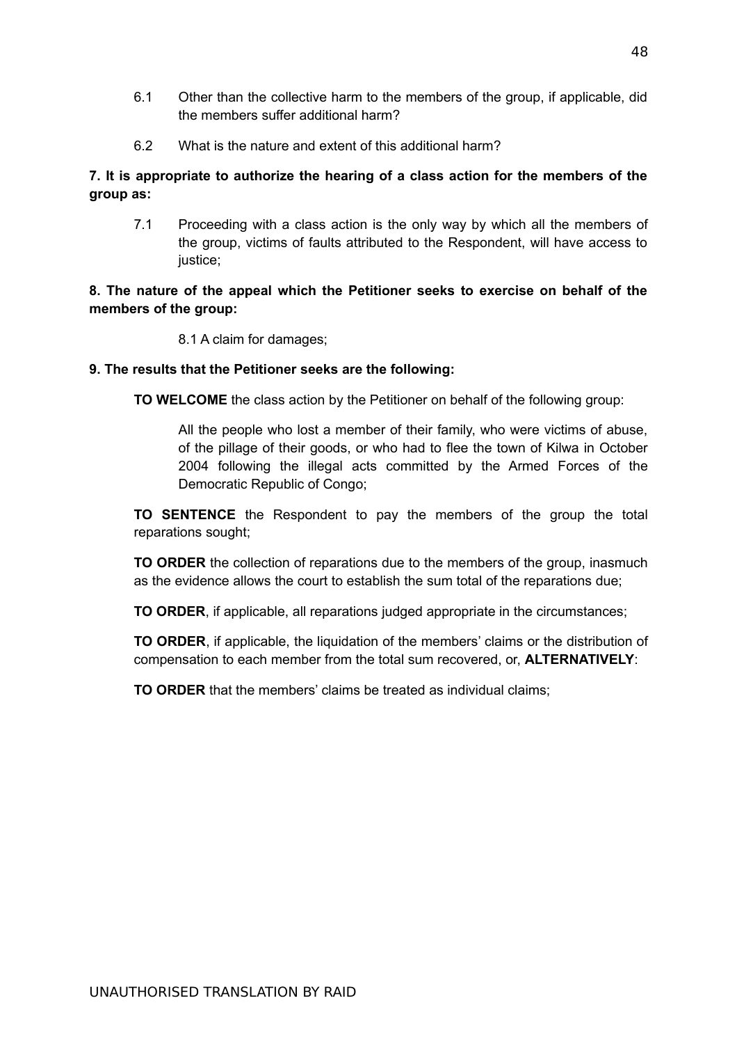6.1 Other than the collective harm to the members of the group, if applicable, did the members suffer additional harm?

6.2 What is the nature and extent of this additional harm?

**7. It is appropriate to authorize the hearing of a class action for the members of the group as:**

7.1 Proceeding with a class action is the only way by which all the members of the group, victims of faults attributed to the Respondent, will have access to justice;

**8. The nature of the appeal which the Petitioner seeks to exercise on behalf of the members of the group:**

8.1 A claim for damages;

**9. The results that the Petitioner seeks are the following:**

**TO WELCOME** the class action by the Petitioner on behalf of the following group:

> All the people who lost a member of their family, who were victims of abuse, of the pillage of their goods, or who had to flee the town of Kilwa in October 2004 following the illegal acts committed by the Armed Forces of the Democratic Republic of Congo;

**TO SENTENCE** the Respondent to pay the members of the group the total reparations sought;

**TO ORDER** the collection of reparations due to the members of the group, inasmuch as the evidence allows the court to establish the sum total of the reparations due;

**TO ORDER**, if applicable, all reparations judged appropriate in the circumstances;

**TO ORDER**, if applicable, the liquidation of the members' claims or the distribution of compensation to each member from the total sum recovered, or, **ALTERNATIVELY**:

**TO ORDER** that the members' claims be treated as individual claims;

UNAUTHORISED TRANSLATION BY RAID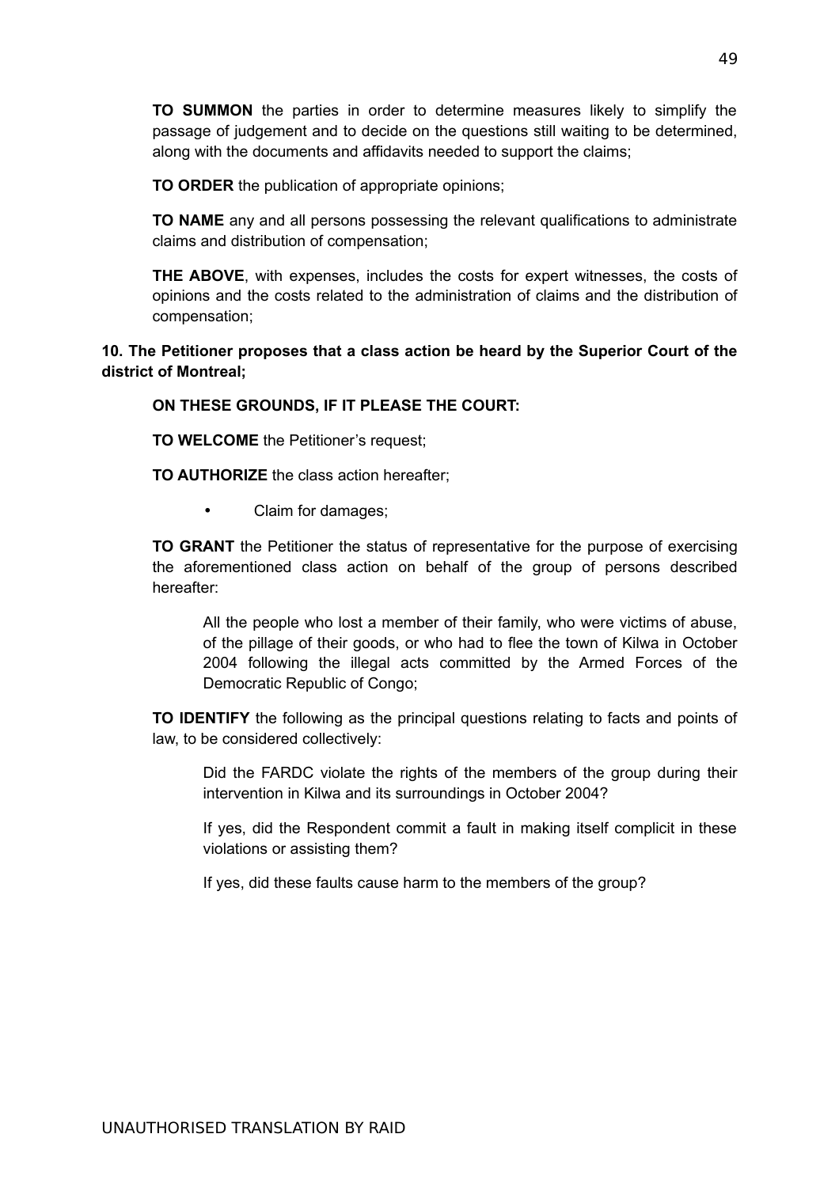**TO SUMMON** the parties in order to determine measures likely to simplify the passage of judgement and to decide on the questions still waiting to be determined, along with the documents and affidavits needed to support the claims;

**TO ORDER** the publication of appropriate opinions;

**TO NAME** any and all persons possessing the relevant qualifications to administrate claims and distribution of compensation;

**THE ABOVE**, with expenses, includes the costs for expert witnesses, the costs of opinions and the costs related to the administration of claims and the distribution of compensation;

**10. The Petitioner proposes that a class action be heard by the Superior Court of the district of Montreal;**

**ON THESE GROUNDS, IF IT PLEASE THE COURT:**

**TO WELCOME** the Petitioner's request;

**TO AUTHORIZE** the class action hereafter;

- Claim for damages;

**TO GRANT** the Petitioner the status of representative for the purpose of exercising the aforementioned class action on behalf of the group of persons described hereafter:

> All the people who lost a member of their family, who were victims of abuse, of the pillage of their goods, or who had to flee the town of Kilwa in October 2004 following the illegal acts committed by the Armed Forces of the Democratic Republic of Congo;

**TO IDENTIFY** the following as the principal questions relating to facts and points of law, to be considered collectively:

> Did the FARDC violate the rights of the members of the group during their intervention in Kilwa and its surroundings in October 2004?
>
> If yes, did the Respondent commit a fault in making itself complicit in these violations or assisting them?
>
> If yes, did these faults cause harm to the members of the group?

UNAUTHORISED TRANSLATION BY RAID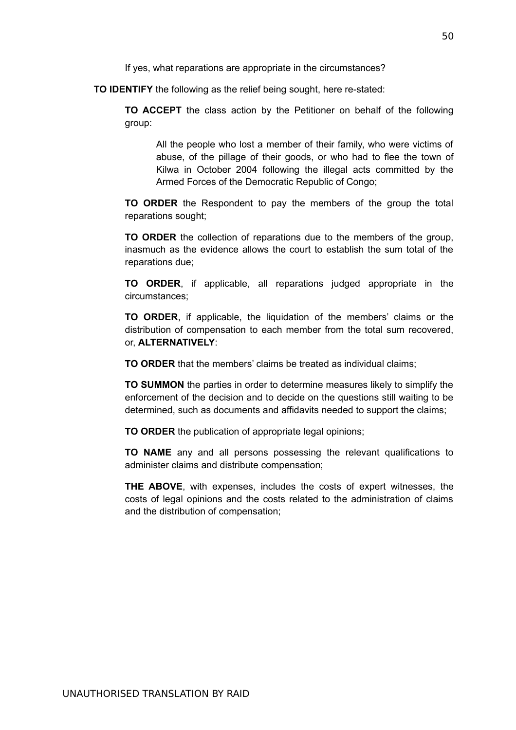If yes, what reparations are appropriate in the circumstances?

**TO IDENTIFY** the following as the relief being sought, here re-stated:

> **TO ACCEPT** the class action by the Petitioner on behalf of the following group:
>
> > All the people who lost a member of their family, who were victims of abuse, of the pillage of their goods, or who had to flee the town of Kilwa in October 2004 following the illegal acts committed by the Armed Forces of the Democratic Republic of Congo;
>
> **TO ORDER** the Respondent to pay the members of the group the total reparations sought;
>
> **TO ORDER** the collection of reparations due to the members of the group, inasmuch as the evidence allows the court to establish the sum total of the reparations due;
>
> **TO ORDER**, if applicable, all reparations judged appropriate in the circumstances;
>
> **TO ORDER**, if applicable, the liquidation of the members' claims or the distribution of compensation to each member from the total sum recovered, or, **ALTERNATIVELY**:
>
> **TO ORDER** that the members' claims be treated as individual claims;
>
> **TO SUMMON** the parties in order to determine measures likely to simplify the enforcement of the decision and to decide on the questions still waiting to be determined, such as documents and affidavits needed to support the claims;
>
> **TO ORDER** the publication of appropriate legal opinions;
>
> **TO NAME** any and all persons possessing the relevant qualifications to administer claims and distribute compensation;
>
> **THE ABOVE**, with expenses, includes the costs of expert witnesses, the costs of legal opinions and the costs related to the administration of claims and the distribution of compensation;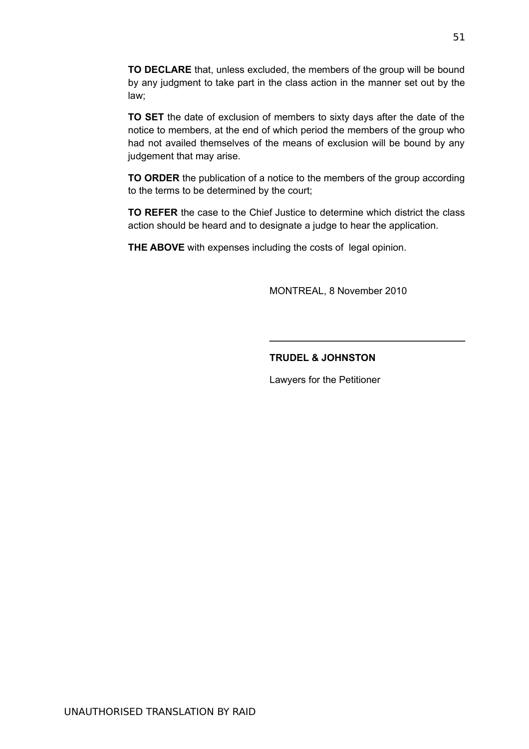**TO DECLARE** that, unless excluded, the members of the group will be bound by any judgment to take part in the class action in the manner set out by the law;

**TO SET** the date of exclusion of members to sixty days after the date of the notice to members, at the end of which period the members of the group who had not availed themselves of the means of exclusion will be bound by any judgement that may arise.

**TO ORDER** the publication of a notice to the members of the group according to the terms to be determined by the court;

**TO REFER** the case to the Chief Justice to determine which district the class action should be heard and to designate a judge to hear the application.

**THE ABOVE** with expenses including the costs of legal opinion.

MONTREAL, 8 November 2010

---

**TRUDEL & JOHNSTON**

Lawyers for the Petitioner

UNAUTHORISED TRANSLATION BY RAID